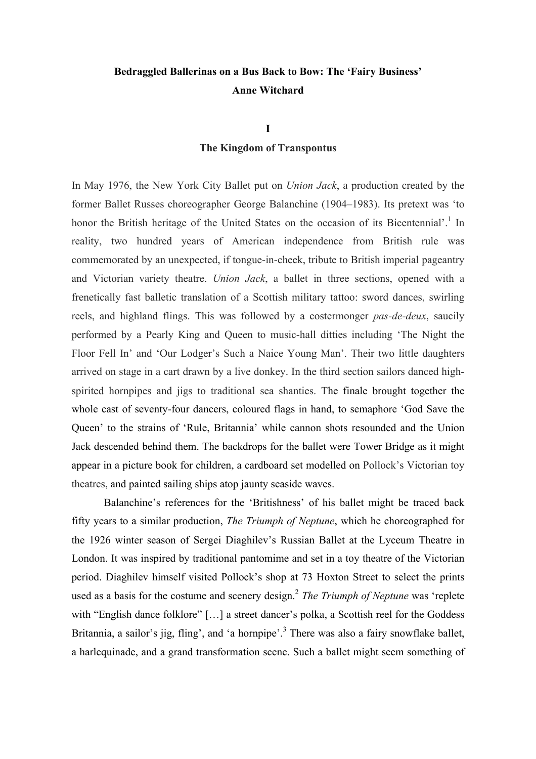# Bedraggled Ballerinas on a Bus Back to Bow: The 'Fairy Business'

**Anne Witchard**

## I

## The Kingdom of Transpontus

In May 1976, the New York City Ballet put on *Union Jack*, a production created by the former Ballet Russes choreographer George Balanchine (1904–1983). Its pretext was 'to honor the British heritage of the United States on the occasion of its Bicentennial'.[1] In reality, two hundred years of American independence from British rule was commemorated by an unexpected, if tongue-in-cheek, tribute to British imperial pageantry and Victorian variety theatre. *Union Jack*, a ballet in three sections, opened with a frenetically fast balletic translation of a Scottish military tattoo: sword dances, swirling reels, and highland flings. This was followed by a costermonger *pas-de-deux*, saucily performed by a Pearly King and Queen to music-hall ditties including 'The Night the Floor Fell In' and 'Our Lodger's Such a Naice Young Man'. Their two little daughters arrived on stage in a cart drawn by a live donkey. In the third section sailors danced high-spirited hornpipes and jigs to traditional sea shanties. The finale brought together the whole cast of seventy-four dancers, coloured flags in hand, to semaphore 'God Save the Queen' to the strains of 'Rule, Britannia' while cannon shots resounded and the Union Jack descended behind them. The backdrops for the ballet were Tower Bridge as it might appear in a picture book for children, a cardboard set modelled on Pollock's Victorian toy theatres, and painted sailing ships atop jaunty seaside waves.

Balanchine's references for the 'Britishness' of his ballet might be traced back fifty years to a similar production, *The Triumph of Neptune*, which he choreographed for the 1926 winter season of Sergei Diaghilev's Russian Ballet at the Lyceum Theatre in London. It was inspired by traditional pantomime and set in a toy theatre of the Victorian period. Diaghilev himself visited Pollock's shop at 73 Hoxton Street to select the prints used as a basis for the costume and scenery design.[2] *The Triumph of Neptune* was 'replete with "English dance folklore" […] a street dancer's polka, a Scottish reel for the Goddess Britannia, a sailor's jig, fling', and 'a hornpipe'.[3] There was also a fairy snowflake ballet, a harlequinade, and a grand transformation scene. Such a ballet might seem something of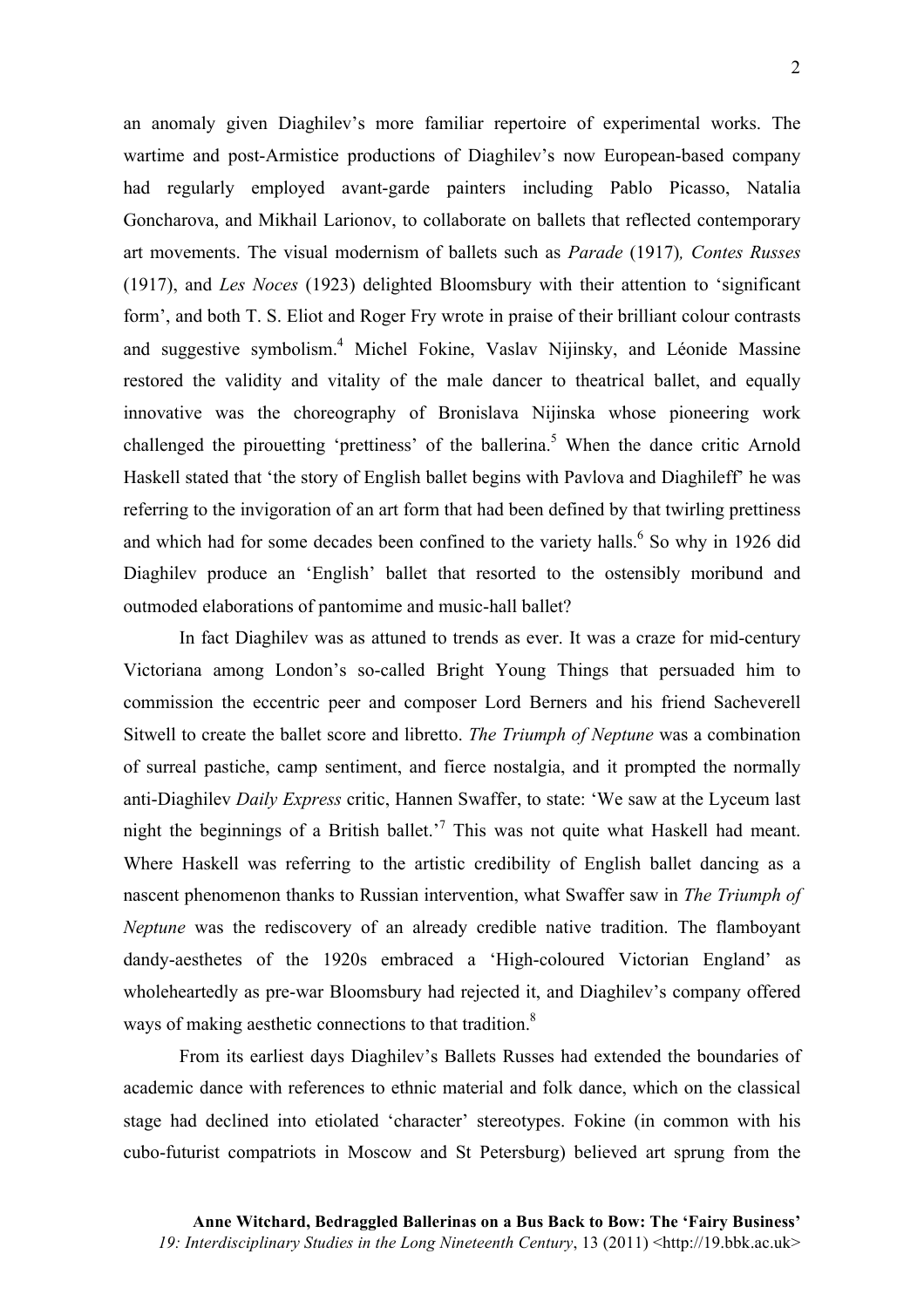an anomaly given Diaghilev's more familiar repertoire of experimental works. The wartime and post-Armistice productions of Diaghilev's now European-based company had regularly employed avant-garde painters including Pablo Picasso, Natalia Goncharova, and Mikhail Larionov, to collaborate on ballets that reflected contemporary art movements. The visual modernism of ballets such as *Parade* (1917)*, Contes Russes* (1917), and *Les Noces* (1923) delighted Bloomsbury with their attention to 'significant form', and both T. S. Eliot and Roger Fry wrote in praise of their brilliant colour contrasts and suggestive symbolism.[4] Michel Fokine, Vaslav Nijinsky, and Léonide Massine restored the validity and vitality of the male dancer to theatrical ballet, and equally innovative was the choreography of Bronislava Nijinska whose pioneering work challenged the pirouetting 'prettiness' of the ballerina.[5] When the dance critic Arnold Haskell stated that 'the story of English ballet begins with Pavlova and Diaghileff' he was referring to the invigoration of an art form that had been defined by that twirling prettiness and which had for some decades been confined to the variety halls.[6] So why in 1926 did Diaghilev produce an 'English' ballet that resorted to the ostensibly moribund and outmoded elaborations of pantomime and music-hall ballet?

In fact Diaghilev was as attuned to trends as ever. It was a craze for mid-century Victoriana among London's so-called Bright Young Things that persuaded him to commission the eccentric peer and composer Lord Berners and his friend Sacheverell Sitwell to create the ballet score and libretto. *The Triumph of Neptune* was a combination of surreal pastiche, camp sentiment, and fierce nostalgia, and it prompted the normally anti-Diaghilev *Daily Express* critic, Hannen Swaffer, to state: 'We saw at the Lyceum last night the beginnings of a British ballet.'[7] This was not quite what Haskell had meant. Where Haskell was referring to the artistic credibility of English ballet dancing as a nascent phenomenon thanks to Russian intervention, what Swaffer saw in *The Triumph of Neptune* was the rediscovery of an already credible native tradition. The flamboyant dandy-aesthetes of the 1920s embraced a 'High-coloured Victorian England' as wholeheartedly as pre-war Bloomsbury had rejected it, and Diaghilev's company offered ways of making aesthetic connections to that tradition.[8]

From its earliest days Diaghilev's Ballets Russes had extended the boundaries of academic dance with references to ethnic material and folk dance, which on the classical stage had declined into etiolated 'character' stereotypes. Fokine (in common with his cubo-futurist compatriots in Moscow and St Petersburg) believed art sprung from the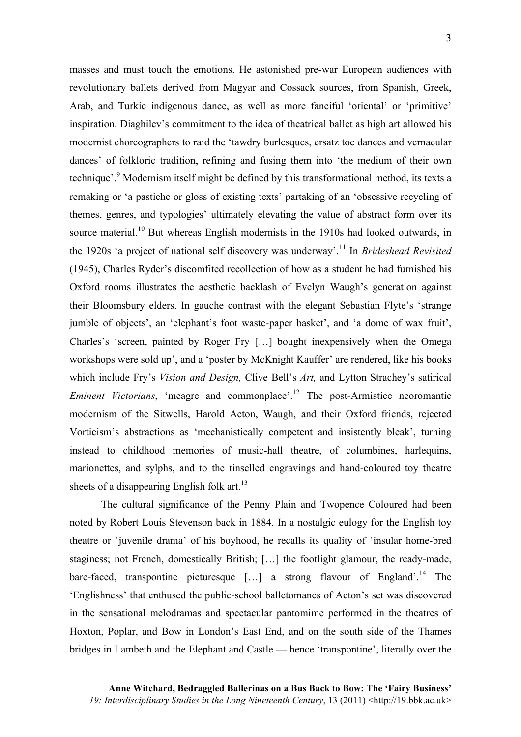masses and must touch the emotions. He astonished pre-war European audiences with revolutionary ballets derived from Magyar and Cossack sources, from Spanish, Greek, Arab, and Turkic indigenous dance, as well as more fanciful 'oriental' or 'primitive' inspiration. Diaghilev's commitment to the idea of theatrical ballet as high art allowed his modernist choreographers to raid the 'tawdry burlesques, ersatz toe dances and vernacular dances' of folkloric tradition, refining and fusing them into 'the medium of their own technique'.[9] Modernism itself might be defined by this transformational method, its texts a remaking or 'a pastiche or gloss of existing texts' partaking of an 'obsessive recycling of themes, genres, and typologies' ultimately elevating the value of abstract form over its source material.[10] But whereas English modernists in the 1910s had looked outwards, in the 1920s 'a project of national self discovery was underway'.[11] In *Brideshead Revisited* (1945), Charles Ryder's discomfited recollection of how as a student he had furnished his Oxford rooms illustrates the aesthetic backlash of Evelyn Waugh's generation against their Bloomsbury elders. In gauche contrast with the elegant Sebastian Flyte's 'strange jumble of objects', an 'elephant's foot waste-paper basket', and 'a dome of wax fruit', Charles's 'screen, painted by Roger Fry […] bought inexpensively when the Omega workshops were sold up', and a 'poster by McKnight Kauffer' are rendered, like his books which include Fry's *Vision and Design,* Clive Bell's *Art,* and Lytton Strachey's satirical *Eminent Victorians*, 'meagre and commonplace'.[12] The post-Armistice neoromantic modernism of the Sitwells, Harold Acton, Waugh, and their Oxford friends, rejected Vorticism's abstractions as 'mechanistically competent and insistently bleak', turning instead to childhood memories of music-hall theatre, of columbines, harlequins, marionettes, and sylphs, and to the tinselled engravings and hand-coloured toy theatre sheets of a disappearing English folk art.[13]

The cultural significance of the Penny Plain and Twopence Coloured had been noted by Robert Louis Stevenson back in 1884. In a nostalgic eulogy for the English toy theatre or 'juvenile drama' of his boyhood, he recalls its quality of 'insular home-bred staginess; not French, domestically British; […] the footlight glamour, the ready-made, bare-faced, transpontine picturesque […] a strong flavour of England'.[14] The 'Englishness' that enthused the public-school balletomanes of Acton's set was discovered in the sensational melodramas and spectacular pantomime performed in the theatres of Hoxton, Poplar, and Bow in London's East End, and on the south side of the Thames bridges in Lambeth and the Elephant and Castle — hence 'transpontine', literally over the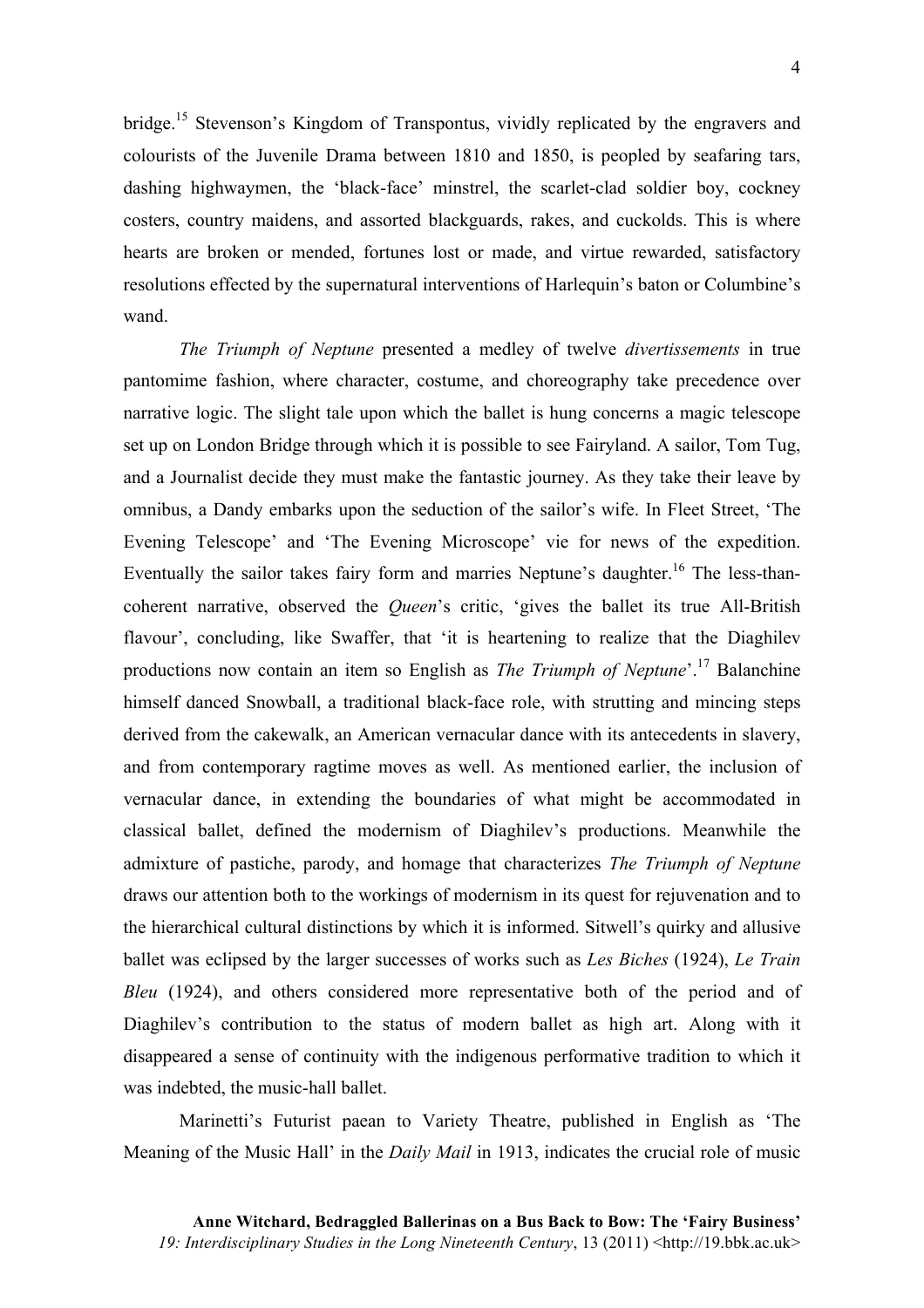bridge.[15] Stevenson's Kingdom of Transpontus, vividly replicated by the engravers and colourists of the Juvenile Drama between 1810 and 1850, is peopled by seafaring tars, dashing highwaymen, the 'black-face' minstrel, the scarlet-clad soldier boy, cockney costers, country maidens, and assorted blackguards, rakes, and cuckolds. This is where hearts are broken or mended, fortunes lost or made, and virtue rewarded, satisfactory resolutions effected by the supernatural interventions of Harlequin's baton or Columbine's wand.

*The Triumph of Neptune* presented a medley of twelve *divertissements* in true pantomime fashion, where character, costume, and choreography take precedence over narrative logic. The slight tale upon which the ballet is hung concerns a magic telescope set up on London Bridge through which it is possible to see Fairyland. A sailor, Tom Tug, and a Journalist decide they must make the fantastic journey. As they take their leave by omnibus, a Dandy embarks upon the seduction of the sailor's wife. In Fleet Street, 'The Evening Telescope' and 'The Evening Microscope' vie for news of the expedition. Eventually the sailor takes fairy form and marries Neptune's daughter.[16] The less-than-coherent narrative, observed the *Queen*'s critic, 'gives the ballet its true All-British flavour', concluding, like Swaffer, that 'it is heartening to realize that the Diaghilev productions now contain an item so English as *The Triumph of Neptune*'.[17] Balanchine himself danced Snowball, a traditional black-face role, with strutting and mincing steps derived from the cakewalk, an American vernacular dance with its antecedents in slavery, and from contemporary ragtime moves as well. As mentioned earlier, the inclusion of vernacular dance, in extending the boundaries of what might be accommodated in classical ballet, defined the modernism of Diaghilev's productions. Meanwhile the admixture of pastiche, parody, and homage that characterizes *The Triumph of Neptune* draws our attention both to the workings of modernism in its quest for rejuvenation and to the hierarchical cultural distinctions by which it is informed. Sitwell's quirky and allusive ballet was eclipsed by the larger successes of works such as *Les Biches* (1924), *Le Train Bleu* (1924), and others considered more representative both of the period and of Diaghilev's contribution to the status of modern ballet as high art. Along with it disappeared a sense of continuity with the indigenous performative tradition to which it was indebted, the music-hall ballet.

Marinetti's Futurist paean to Variety Theatre, published in English as 'The Meaning of the Music Hall' in the *Daily Mail* in 1913, indicates the crucial role of music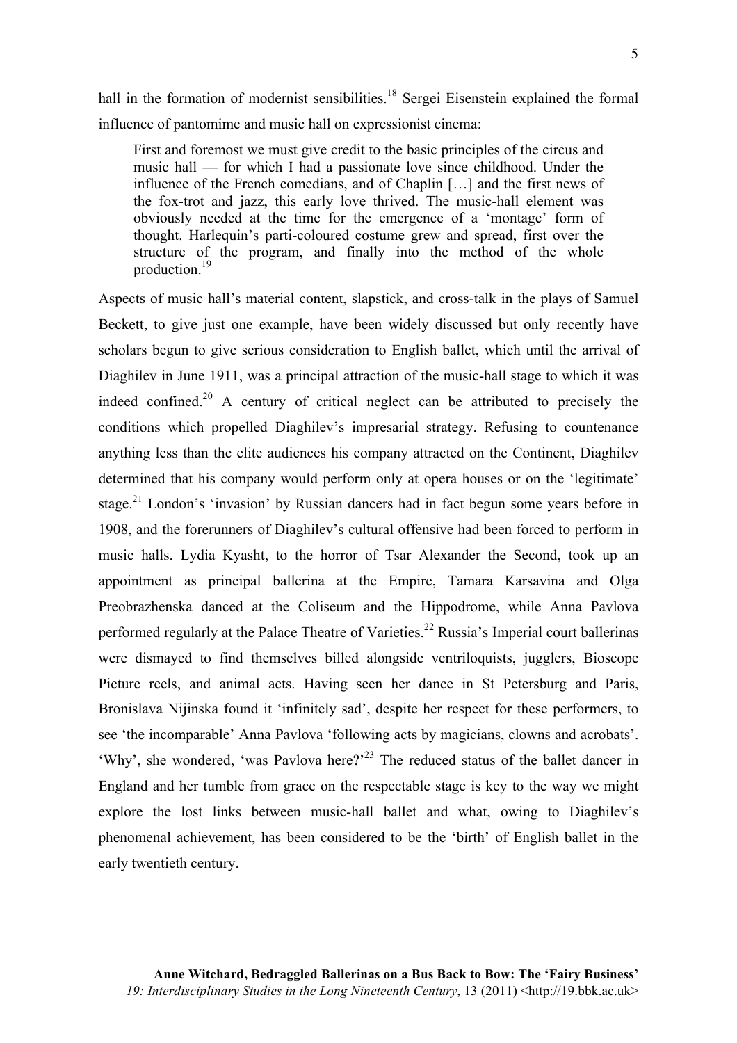hall in the formation of modernist sensibilities.[18] Sergei Eisenstein explained the formal influence of pantomime and music hall on expressionist cinema:

> First and foremost we must give credit to the basic principles of the circus and music hall — for which I had a passionate love since childhood. Under the influence of the French comedians, and of Chaplin […] and the first news of the fox-trot and jazz, this early love thrived. The music-hall element was obviously needed at the time for the emergence of a 'montage' form of thought. Harlequin's parti-coloured costume grew and spread, first over the structure of the program, and finally into the method of the whole production.[19]

Aspects of music hall's material content, slapstick, and cross-talk in the plays of Samuel Beckett, to give just one example, have been widely discussed but only recently have scholars begun to give serious consideration to English ballet, which until the arrival of Diaghilev in June 1911, was a principal attraction of the music-hall stage to which it was indeed confined.[20] A century of critical neglect can be attributed to precisely the conditions which propelled Diaghilev's impresarial strategy. Refusing to countenance anything less than the elite audiences his company attracted on the Continent, Diaghilev determined that his company would perform only at opera houses or on the 'legitimate' stage.[21] London's 'invasion' by Russian dancers had in fact begun some years before in 1908, and the forerunners of Diaghilev's cultural offensive had been forced to perform in music halls. Lydia Kyasht, to the horror of Tsar Alexander the Second, took up an appointment as principal ballerina at the Empire, Tamara Karsavina and Olga Preobrazhenska danced at the Coliseum and the Hippodrome, while Anna Pavlova performed regularly at the Palace Theatre of Varieties.[22] Russia's Imperial court ballerinas were dismayed to find themselves billed alongside ventriloquists, jugglers, Bioscope Picture reels, and animal acts. Having seen her dance in St Petersburg and Paris, Bronislava Nijinska found it 'infinitely sad', despite her respect for these performers, to see 'the incomparable' Anna Pavlova 'following acts by magicians, clowns and acrobats'. 'Why', she wondered, 'was Pavlova here?'[23] The reduced status of the ballet dancer in England and her tumble from grace on the respectable stage is key to the way we might explore the lost links between music-hall ballet and what, owing to Diaghilev's phenomenal achievement, has been considered to be the 'birth' of English ballet in the early twentieth century.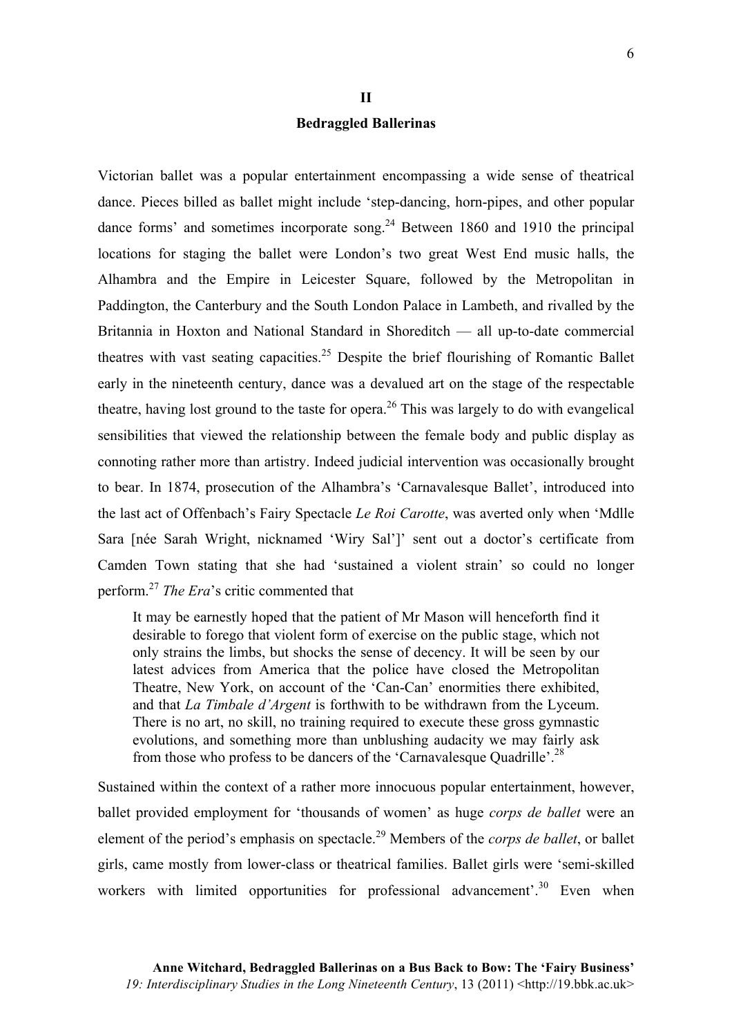## II

## Bedraggled Ballerinas

Victorian ballet was a popular entertainment encompassing a wide sense of theatrical dance. Pieces billed as ballet might include 'step-dancing, horn-pipes, and other popular dance forms' and sometimes incorporate song.[24] Between 1860 and 1910 the principal locations for staging the ballet were London's two great West End music halls, the Alhambra and the Empire in Leicester Square, followed by the Metropolitan in Paddington, the Canterbury and the South London Palace in Lambeth, and rivalled by the Britannia in Hoxton and National Standard in Shoreditch — all up-to-date commercial theatres with vast seating capacities.[25] Despite the brief flourishing of Romantic Ballet early in the nineteenth century, dance was a devalued art on the stage of the respectable theatre, having lost ground to the taste for opera.[26] This was largely to do with evangelical sensibilities that viewed the relationship between the female body and public display as connoting rather more than artistry. Indeed judicial intervention was occasionally brought to bear. In 1874, prosecution of the Alhambra's 'Carnavalesque Ballet', introduced into the last act of Offenbach's Fairy Spectacle *Le Roi Carotte*, was averted only when 'Mdlle Sara [née Sarah Wright, nicknamed 'Wiry Sal']' sent out a doctor's certificate from Camden Town stating that she had 'sustained a violent strain' so could no longer perform.[27] *The Era*'s critic commented that

> It may be earnestly hoped that the patient of Mr Mason will henceforth find it desirable to forego that violent form of exercise on the public stage, which not only strains the limbs, but shocks the sense of decency. It will be seen by our latest advices from America that the police have closed the Metropolitan Theatre, New York, on account of the 'Can-Can' enormities there exhibited, and that *La Timbale d'Argent* is forthwith to be withdrawn from the Lyceum. There is no art, no skill, no training required to execute these gross gymnastic evolutions, and something more than unblushing audacity we may fairly ask from those who profess to be dancers of the 'Carnavalesque Quadrille'.[28]

Sustained within the context of a rather more innocuous popular entertainment, however, ballet provided employment for 'thousands of women' as huge *corps de ballet* were an element of the period's emphasis on spectacle.[29] Members of the *corps de ballet*, or ballet girls, came mostly from lower-class or theatrical families. Ballet girls were 'semi-skilled workers with limited opportunities for professional advancement'.[30] Even when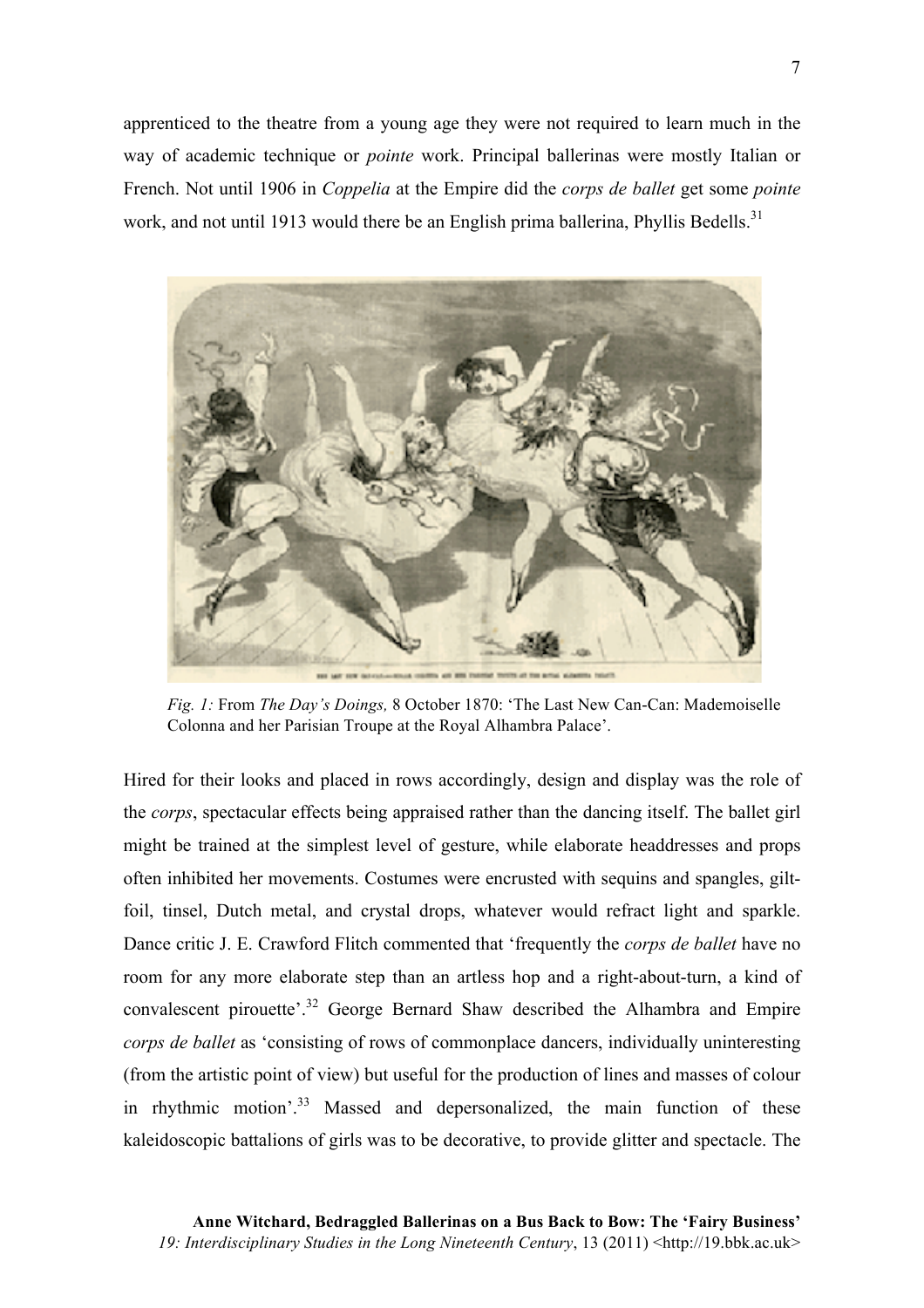apprenticed to the theatre from a young age they were not required to learn much in the way of academic technique or *pointe* work. Principal ballerinas were mostly Italian or French. Not until 1906 in *Coppelia* at the Empire did the *corps de ballet* get some *pointe* work, and not until 1913 would there be an English prima ballerina, Phyllis Bedells.[31]

*Fig. 1:* From *The Day's Doings,* 8 October 1870: 'The Last New Can-Can: Mademoiselle Colonna and her Parisian Troupe at the Royal Alhambra Palace'.

Hired for their looks and placed in rows accordingly, design and display was the role of the *corps*, spectacular effects being appraised rather than the dancing itself. The ballet girl might be trained at the simplest level of gesture, while elaborate headdresses and props often inhibited her movements. Costumes were encrusted with sequins and spangles, gilt-foil, tinsel, Dutch metal, and crystal drops, whatever would refract light and sparkle. Dance critic J. E. Crawford Flitch commented that 'frequently the *corps de ballet* have no room for any more elaborate step than an artless hop and a right-about-turn, a kind of convalescent pirouette'.[32] George Bernard Shaw described the Alhambra and Empire *corps de ballet* as 'consisting of rows of commonplace dancers, individually uninteresting (from the artistic point of view) but useful for the production of lines and masses of colour in rhythmic motion'.[33] Massed and depersonalized, the main function of these kaleidoscopic battalions of girls was to be decorative, to provide glitter and spectacle. The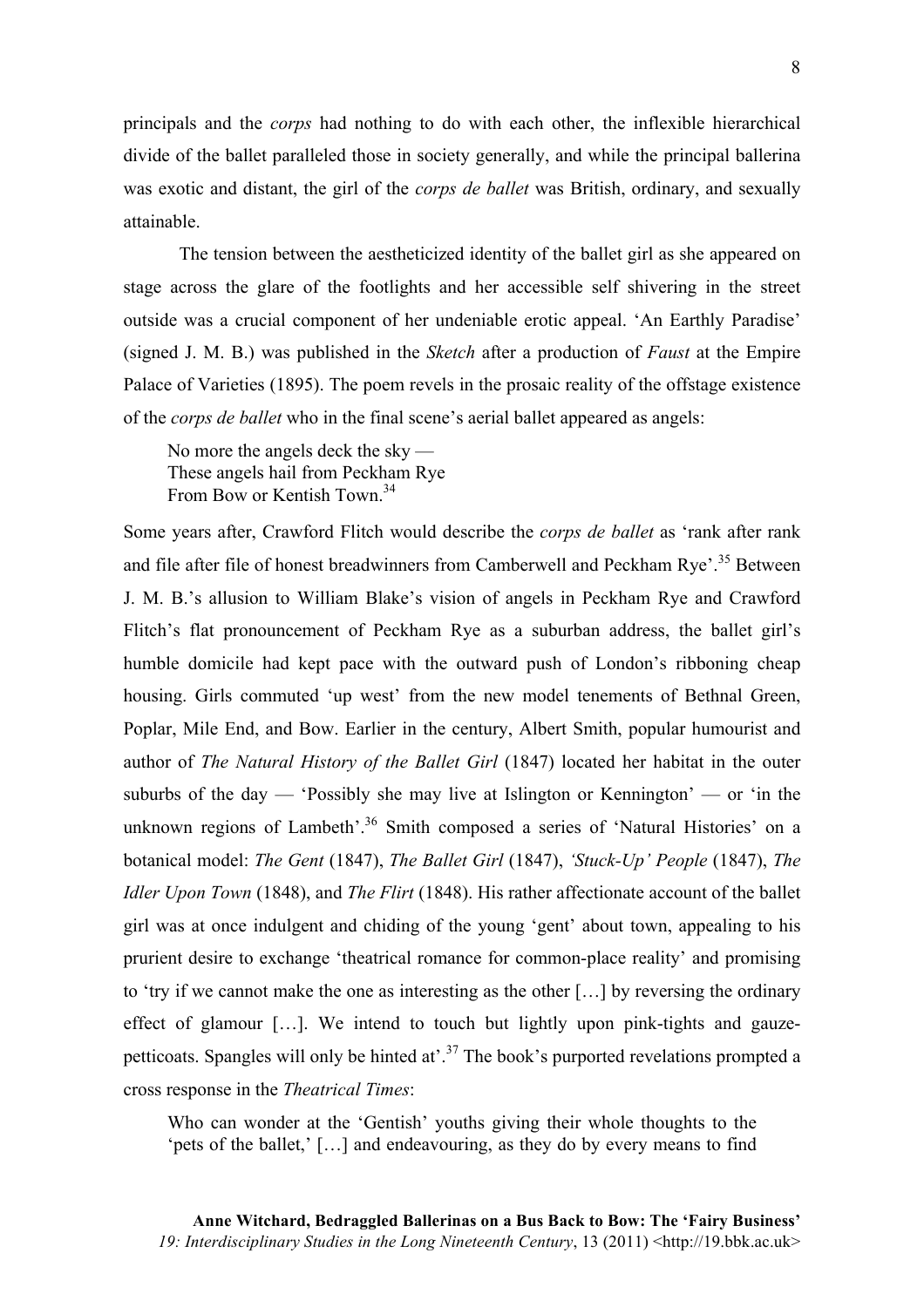principals and the *corps* had nothing to do with each other, the inflexible hierarchical divide of the ballet paralleled those in society generally, and while the principal ballerina was exotic and distant, the girl of the *corps de ballet* was British, ordinary, and sexually attainable.

The tension between the aestheticized identity of the ballet girl as she appeared on stage across the glare of the footlights and her accessible self shivering in the street outside was a crucial component of her undeniable erotic appeal. 'An Earthly Paradise' (signed J. M. B.) was published in the *Sketch* after a production of *Faust* at the Empire Palace of Varieties (1895). The poem revels in the prosaic reality of the offstage existence of the *corps de ballet* who in the final scene's aerial ballet appeared as angels:

> No more the angels deck the sky —
> These angels hail from Peckham Rye
> From Bow or Kentish Town.[34]

Some years after, Crawford Flitch would describe the *corps de ballet* as 'rank after rank and file after file of honest breadwinners from Camberwell and Peckham Rye'.[35] Between J. M. B.'s allusion to William Blake's vision of angels in Peckham Rye and Crawford Flitch's flat pronouncement of Peckham Rye as a suburban address, the ballet girl's humble domicile had kept pace with the outward push of London's ribboning cheap housing. Girls commuted 'up west' from the new model tenements of Bethnal Green, Poplar, Mile End, and Bow. Earlier in the century, Albert Smith, popular humourist and author of *The Natural History of the Ballet Girl* (1847) located her habitat in the outer suburbs of the day — 'Possibly she may live at Islington or Kennington' — or 'in the unknown regions of Lambeth'.[36] Smith composed a series of 'Natural Histories' on a botanical model: *The Gent* (1847), *The Ballet Girl* (1847), *'Stuck-Up' People* (1847), *The Idler Upon Town* (1848), and *The Flirt* (1848). His rather affectionate account of the ballet girl was at once indulgent and chiding of the young 'gent' about town, appealing to his prurient desire to exchange 'theatrical romance for common-place reality' and promising to 'try if we cannot make the one as interesting as the other […] by reversing the ordinary effect of glamour […]. We intend to touch but lightly upon pink-tights and gauze-petticoats. Spangles will only be hinted at'.[37] The book's purported revelations prompted a cross response in the *Theatrical Times*:

> Who can wonder at the 'Gentish' youths giving their whole thoughts to the 'pets of the ballet,' […] and endeavouring, as they do by every means to find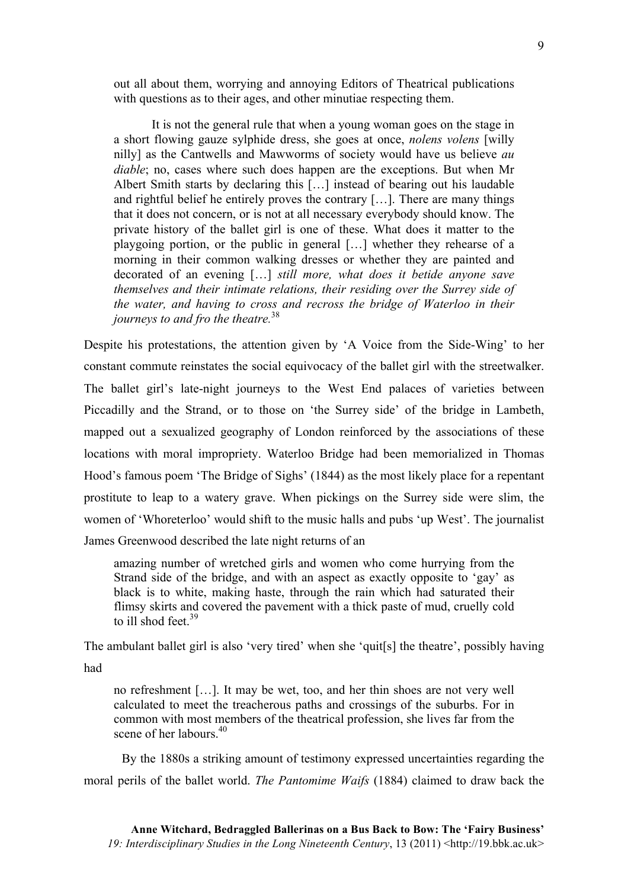out all about them, worrying and annoying Editors of Theatrical publications with questions as to their ages, and other minutiae respecting them.

> It is not the general rule that when a young woman goes on the stage in a short flowing gauze sylphide dress, she goes at once, *nolens volens* [willy nilly] as the Cantwells and Mawworms of society would have us believe *au diable*; no, cases where such does happen are the exceptions. But when Mr Albert Smith starts by declaring this […] instead of bearing out his laudable and rightful belief he entirely proves the contrary […]. There are many things that it does not concern, or is not at all necessary everybody should know. The private history of the ballet girl is one of these. What does it matter to the playgoing portion, or the public in general […] whether they rehearse of a morning in their common walking dresses or whether they are painted and decorated of an evening […] *still more, what does it betide anyone save themselves and their intimate relations, their residing over the Surrey side of the water, and having to cross and recross the bridge of Waterloo in their journeys to and fro the theatre.*[38]

Despite his protestations, the attention given by 'A Voice from the Side-Wing' to her constant commute reinstates the social equivocacy of the ballet girl with the streetwalker. The ballet girl's late-night journeys to the West End palaces of varieties between Piccadilly and the Strand, or to those on 'the Surrey side' of the bridge in Lambeth, mapped out a sexualized geography of London reinforced by the associations of these locations with moral impropriety. Waterloo Bridge had been memorialized in Thomas Hood's famous poem 'The Bridge of Sighs' (1844) as the most likely place for a repentant prostitute to leap to a watery grave. When pickings on the Surrey side were slim, the women of 'Whoreterloo' would shift to the music halls and pubs 'up West'. The journalist James Greenwood described the late night returns of an

> amazing number of wretched girls and women who come hurrying from the Strand side of the bridge, and with an aspect as exactly opposite to 'gay' as black is to white, making haste, through the rain which had saturated their flimsy skirts and covered the pavement with a thick paste of mud, cruelly cold to ill shod feet.[39]

The ambulant ballet girl is also 'very tired' when she 'quit[s] the theatre', possibly having had

> no refreshment […]. It may be wet, too, and her thin shoes are not very well calculated to meet the treacherous paths and crossings of the suburbs. For in common with most members of the theatrical profession, she lives far from the scene of her labours.[40]

By the 1880s a striking amount of testimony expressed uncertainties regarding the moral perils of the ballet world. *The Pantomime Waifs* (1884) claimed to draw back the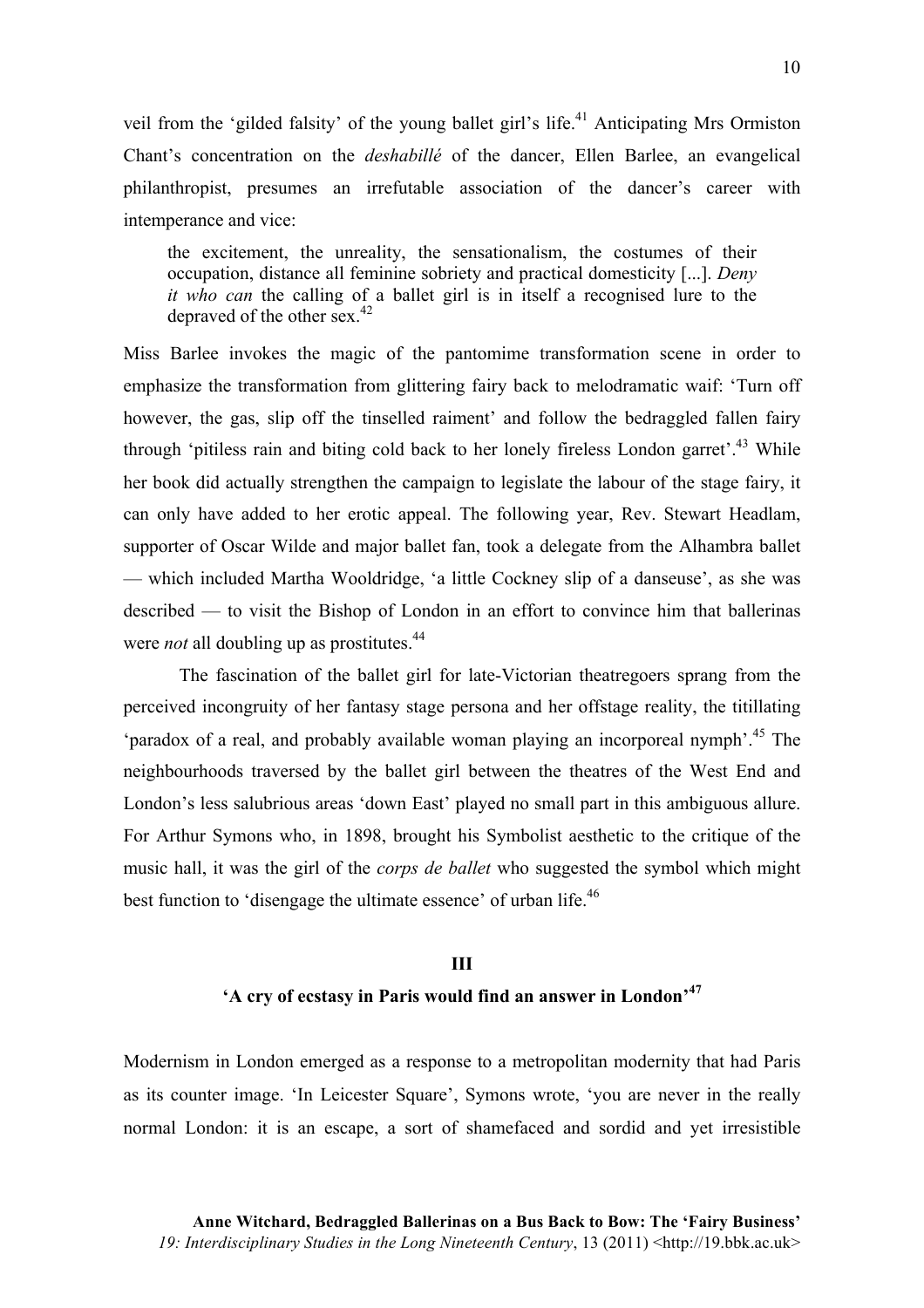veil from the 'gilded falsity' of the young ballet girl's life.[41] Anticipating Mrs Ormiston Chant's concentration on the *deshabillé* of the dancer, Ellen Barlee, an evangelical philanthropist, presumes an irrefutable association of the dancer's career with intemperance and vice:

> the excitement, the unreality, the sensationalism, the costumes of their occupation, distance all feminine sobriety and practical domesticity [...]. *Deny it who can* the calling of a ballet girl is in itself a recognised lure to the depraved of the other sex.[42]

Miss Barlee invokes the magic of the pantomime transformation scene in order to emphasize the transformation from glittering fairy back to melodramatic waif: 'Turn off however, the gas, slip off the tinselled raiment' and follow the bedraggled fallen fairy through 'pitiless rain and biting cold back to her lonely fireless London garret'.[43] While her book did actually strengthen the campaign to legislate the labour of the stage fairy, it can only have added to her erotic appeal. The following year, Rev. Stewart Headlam, supporter of Oscar Wilde and major ballet fan, took a delegate from the Alhambra ballet — which included Martha Wooldridge, 'a little Cockney slip of a danseuse', as she was described — to visit the Bishop of London in an effort to convince him that ballerinas were *not* all doubling up as prostitutes.[44]

The fascination of the ballet girl for late-Victorian theatregoers sprang from the perceived incongruity of her fantasy stage persona and her offstage reality, the titillating 'paradox of a real, and probably available woman playing an incorporeal nymph'.[45] The neighbourhoods traversed by the ballet girl between the theatres of the West End and London's less salubrious areas 'down East' played no small part in this ambiguous allure. For Arthur Symons who, in 1898, brought his Symbolist aesthetic to the critique of the music hall, it was the girl of the *corps de ballet* who suggested the symbol which might best function to 'disengage the ultimate essence' of urban life.[46]

## III

## 'A cry of ecstasy in Paris would find an answer in London'[47]

Modernism in London emerged as a response to a metropolitan modernity that had Paris as its counter image. 'In Leicester Square', Symons wrote, 'you are never in the really normal London: it is an escape, a sort of shamefaced and sordid and yet irresistible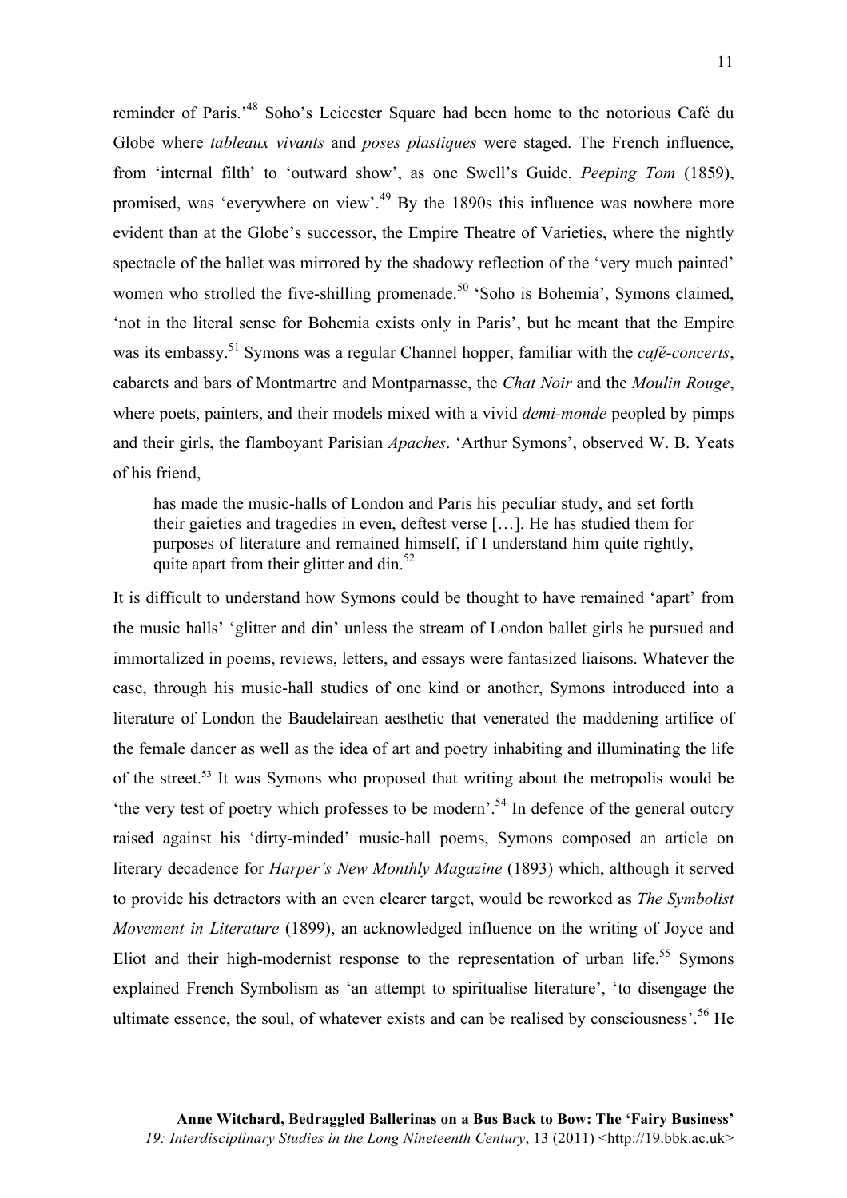reminder of Paris.'[48] Soho's Leicester Square had been home to the notorious Café du Globe where *tableaux vivants* and *poses plastiques* were staged. The French influence, from 'internal filth' to 'outward show', as one Swell's Guide, *Peeping Tom* (1859), promised, was 'everywhere on view'.[49] By the 1890s this influence was nowhere more evident than at the Globe's successor, the Empire Theatre of Varieties, where the nightly spectacle of the ballet was mirrored by the shadowy reflection of the 'very much painted' women who strolled the five-shilling promenade.[50] 'Soho is Bohemia', Symons claimed, 'not in the literal sense for Bohemia exists only in Paris', but he meant that the Empire was its embassy.[51] Symons was a regular Channel hopper, familiar with the *café-concerts*, cabarets and bars of Montmartre and Montparnasse, the *Chat Noir* and the *Moulin Rouge*, where poets, painters, and their models mixed with a vivid *demi-monde* peopled by pimps and their girls, the flamboyant Parisian *Apaches*. 'Arthur Symons', observed W. B. Yeats of his friend,

> has made the music-halls of London and Paris his peculiar study, and set forth their gaieties and tragedies in even, deftest verse […]. He has studied them for purposes of literature and remained himself, if I understand him quite rightly, quite apart from their glitter and din.[52]

It is difficult to understand how Symons could be thought to have remained 'apart' from the music halls' 'glitter and din' unless the stream of London ballet girls he pursued and immortalized in poems, reviews, letters, and essays were fantasized liaisons. Whatever the case, through his music-hall studies of one kind or another, Symons introduced into a literature of London the Baudelairean aesthetic that venerated the maddening artifice of the female dancer as well as the idea of art and poetry inhabiting and illuminating the life of the street.[53] It was Symons who proposed that writing about the metropolis would be 'the very test of poetry which professes to be modern'.[54] In defence of the general outcry raised against his 'dirty-minded' music-hall poems, Symons composed an article on literary decadence for *Harper's New Monthly Magazine* (1893) which, although it served to provide his detractors with an even clearer target, would be reworked as *The Symbolist Movement in Literature* (1899), an acknowledged influence on the writing of Joyce and Eliot and their high-modernist response to the representation of urban life.[55] Symons explained French Symbolism as 'an attempt to spiritualise literature', 'to disengage the ultimate essence, the soul, of whatever exists and can be realised by consciousness'.[56] He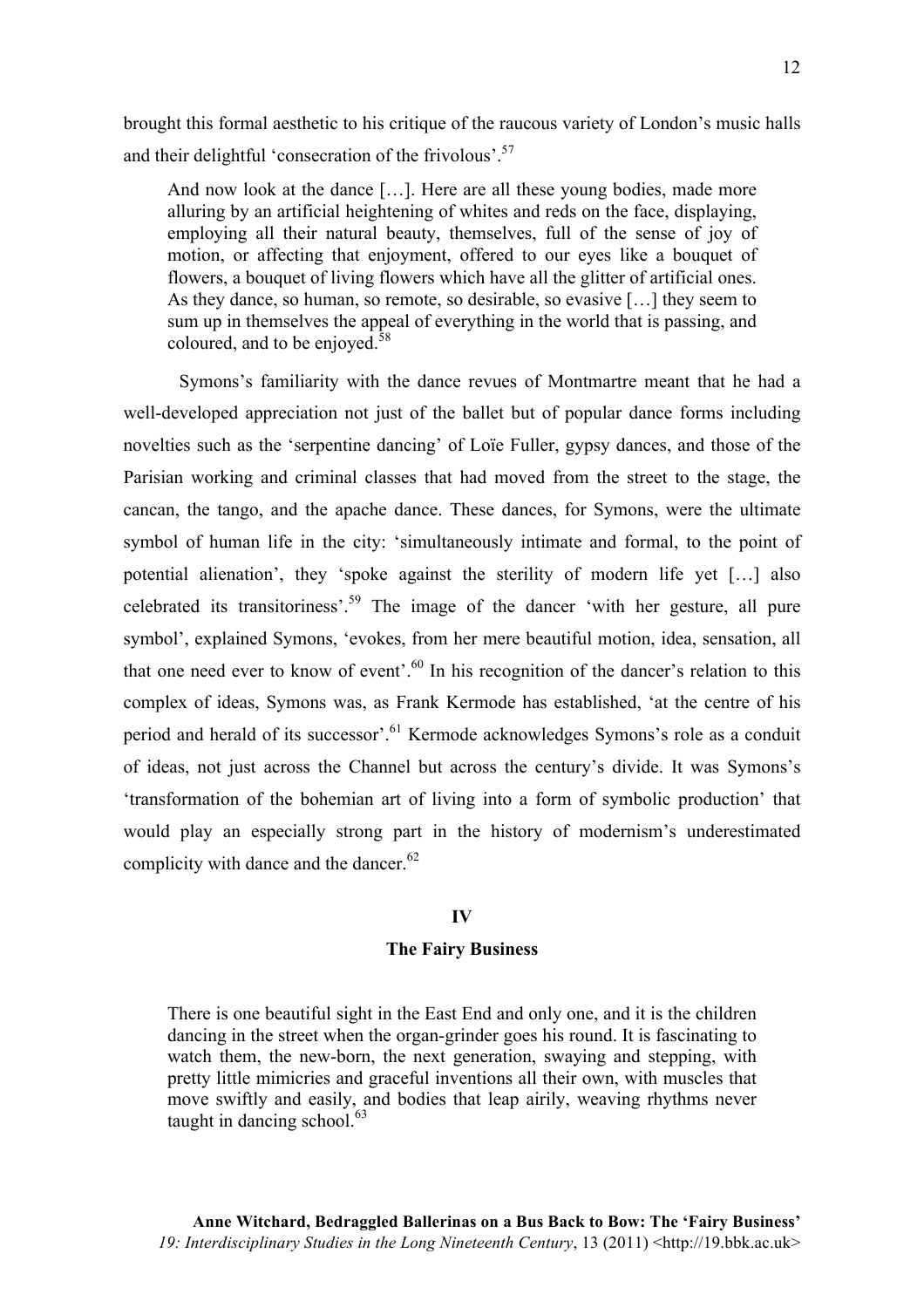brought this formal aesthetic to his critique of the raucous variety of London's music halls and their delightful 'consecration of the frivolous'.[57]

> And now look at the dance […]. Here are all these young bodies, made more alluring by an artificial heightening of whites and reds on the face, displaying, employing all their natural beauty, themselves, full of the sense of joy of motion, or affecting that enjoyment, offered to our eyes like a bouquet of flowers, a bouquet of living flowers which have all the glitter of artificial ones. As they dance, so human, so remote, so desirable, so evasive […] they seem to sum up in themselves the appeal of everything in the world that is passing, and coloured, and to be enjoyed.[58]

Symons's familiarity with the dance revues of Montmartre meant that he had a well-developed appreciation not just of the ballet but of popular dance forms including novelties such as the 'serpentine dancing' of Loïe Fuller, gypsy dances, and those of the Parisian working and criminal classes that had moved from the street to the stage, the cancan, the tango, and the apache dance. These dances, for Symons, were the ultimate symbol of human life in the city: 'simultaneously intimate and formal, to the point of potential alienation', they 'spoke against the sterility of modern life yet […] also celebrated its transitoriness'.[59] The image of the dancer 'with her gesture, all pure symbol', explained Symons, 'evokes, from her mere beautiful motion, idea, sensation, all that one need ever to know of event'.[60] In his recognition of the dancer's relation to this complex of ideas, Symons was, as Frank Kermode has established, 'at the centre of his period and herald of its successor'.[61] Kermode acknowledges Symons's role as a conduit of ideas, not just across the Channel but across the century's divide. It was Symons's 'transformation of the bohemian art of living into a form of symbolic production' that would play an especially strong part in the history of modernism's underestimated complicity with dance and the dancer.[62]

## IV

## The Fairy Business

> There is one beautiful sight in the East End and only one, and it is the children dancing in the street when the organ-grinder goes his round. It is fascinating to watch them, the new-born, the next generation, swaying and stepping, with pretty little mimicries and graceful inventions all their own, with muscles that move swiftly and easily, and bodies that leap airily, weaving rhythms never taught in dancing school.[63]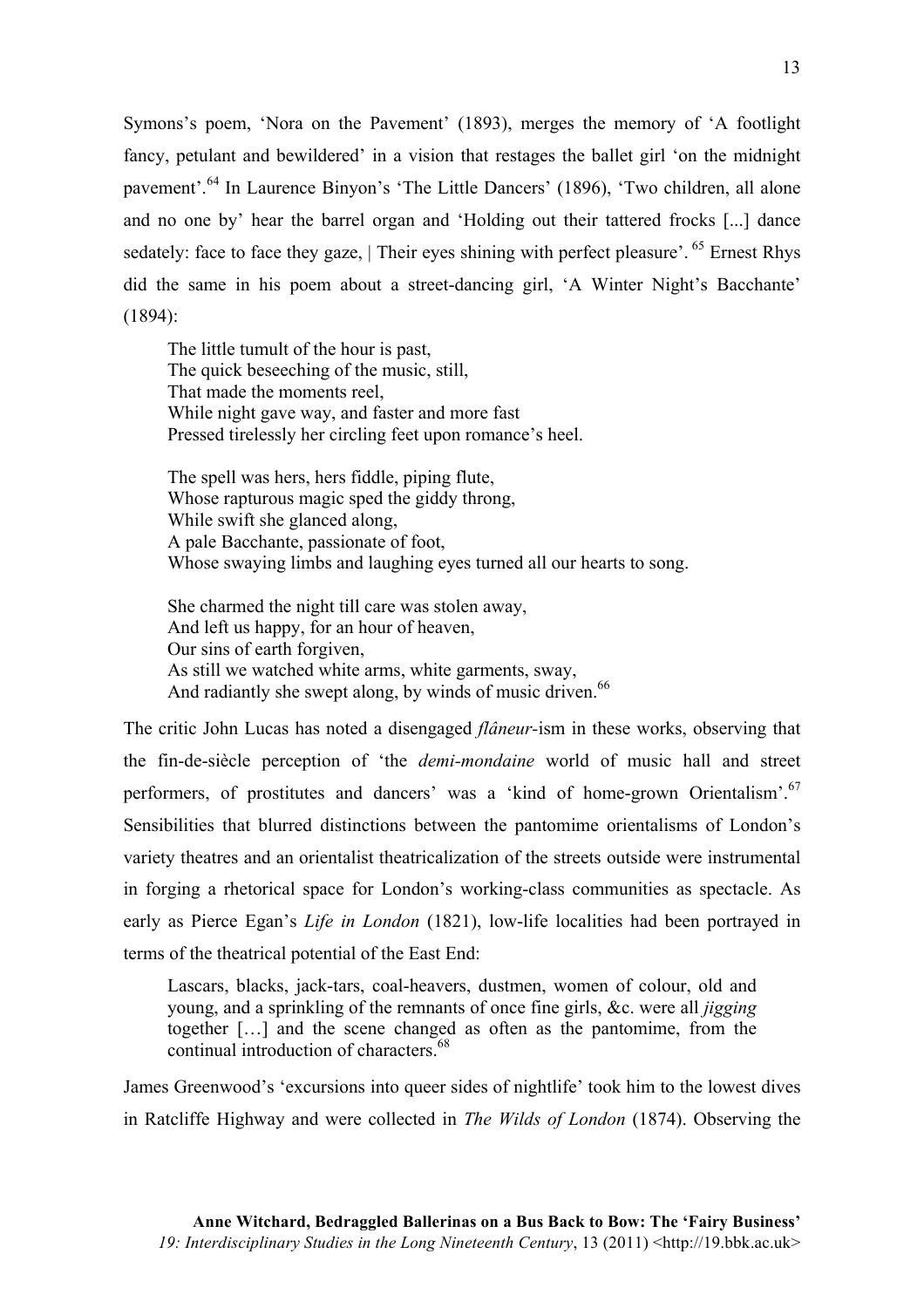Symons's poem, 'Nora on the Pavement' (1893), merges the memory of 'A footlight fancy, petulant and bewildered' in a vision that restages the ballet girl 'on the midnight pavement'.[64] In Laurence Binyon's 'The Little Dancers' (1896), 'Two children, all alone and no one by' hear the barrel organ and 'Holding out their tattered frocks [...] dance sedately: face to face they gaze, | Their eyes shining with perfect pleasure'.[65] Ernest Rhys did the same in his poem about a street-dancing girl, 'A Winter Night's Bacchante' (1894):

> The little tumult of the hour is past,
> The quick beseeching of the music, still,
> That made the moments reel,
> While night gave way, and faster and more fast
> Pressed tirelessly her circling feet upon romance's heel.
>
> The spell was hers, hers fiddle, piping flute,
> Whose rapturous magic sped the giddy throng,
> While swift she glanced along,
> A pale Bacchante, passionate of foot,
> Whose swaying limbs and laughing eyes turned all our hearts to song.
>
> She charmed the night till care was stolen away,
> And left us happy, for an hour of heaven,
> Our sins of earth forgiven,
> As still we watched white arms, white garments, sway,
> And radiantly she swept along, by winds of music driven.[66]

The critic John Lucas has noted a disengaged *flâneur*-ism in these works, observing that the fin-de-siècle perception of 'the *demi-mondaine* world of music hall and street performers, of prostitutes and dancers' was a 'kind of home-grown Orientalism'.[67] Sensibilities that blurred distinctions between the pantomime orientalisms of London's variety theatres and an orientalist theatricalization of the streets outside were instrumental in forging a rhetorical space for London's working-class communities as spectacle. As early as Pierce Egan's *Life in London* (1821), low-life localities had been portrayed in terms of the theatrical potential of the East End:

> Lascars, blacks, jack-tars, coal-heavers, dustmen, women of colour, old and young, and a sprinkling of the remnants of once fine girls, &c. were all *jigging* together […] and the scene changed as often as the pantomime, from the continual introduction of characters.[68]

James Greenwood's 'excursions into queer sides of nightlife' took him to the lowest dives in Ratcliffe Highway and were collected in *The Wilds of London* (1874). Observing the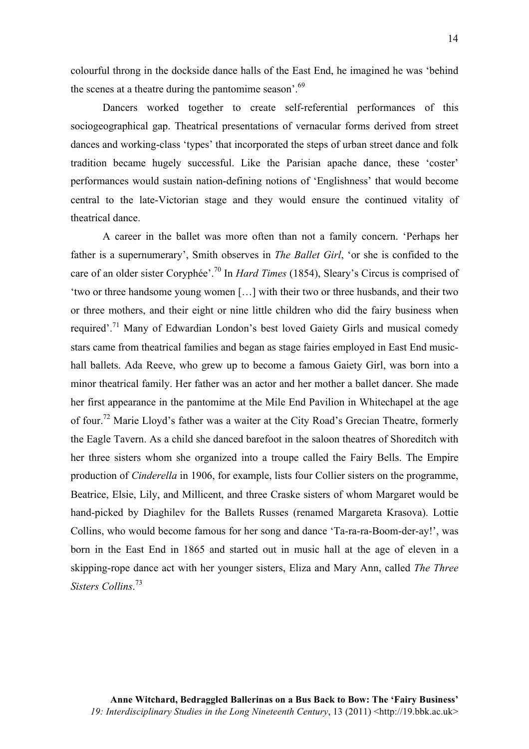colourful throng in the dockside dance halls of the East End, he imagined he was 'behind the scenes at a theatre during the pantomime season'.[69]

Dancers worked together to create self-referential performances of this sociogeographical gap. Theatrical presentations of vernacular forms derived from street dances and working-class 'types' that incorporated the steps of urban street dance and folk tradition became hugely successful. Like the Parisian apache dance, these 'coster' performances would sustain nation-defining notions of 'Englishness' that would become central to the late-Victorian stage and they would ensure the continued vitality of theatrical dance.

A career in the ballet was more often than not a family concern. 'Perhaps her father is a supernumerary', Smith observes in *The Ballet Girl*, 'or she is confided to the care of an older sister Coryphée'.[70] In *Hard Times* (1854), Sleary's Circus is comprised of 'two or three handsome young women […] with their two or three husbands, and their two or three mothers, and their eight or nine little children who did the fairy business when required'.[71] Many of Edwardian London's best loved Gaiety Girls and musical comedy stars came from theatrical families and began as stage fairies employed in East End music-hall ballets. Ada Reeve, who grew up to become a famous Gaiety Girl, was born into a minor theatrical family. Her father was an actor and her mother a ballet dancer. She made her first appearance in the pantomime at the Mile End Pavilion in Whitechapel at the age of four.[72] Marie Lloyd's father was a waiter at the City Road's Grecian Theatre, formerly the Eagle Tavern. As a child she danced barefoot in the saloon theatres of Shoreditch with her three sisters whom she organized into a troupe called the Fairy Bells. The Empire production of *Cinderella* in 1906, for example, lists four Collier sisters on the programme, Beatrice, Elsie, Lily, and Millicent, and three Craske sisters of whom Margaret would be hand-picked by Diaghilev for the Ballets Russes (renamed Margareta Krasova). Lottie Collins, who would become famous for her song and dance 'Ta-ra-ra-Boom-der-ay!', was born in the East End in 1865 and started out in music hall at the age of eleven in a skipping-rope dance act with her younger sisters, Eliza and Mary Ann, called *The Three Sisters Collins*.[73]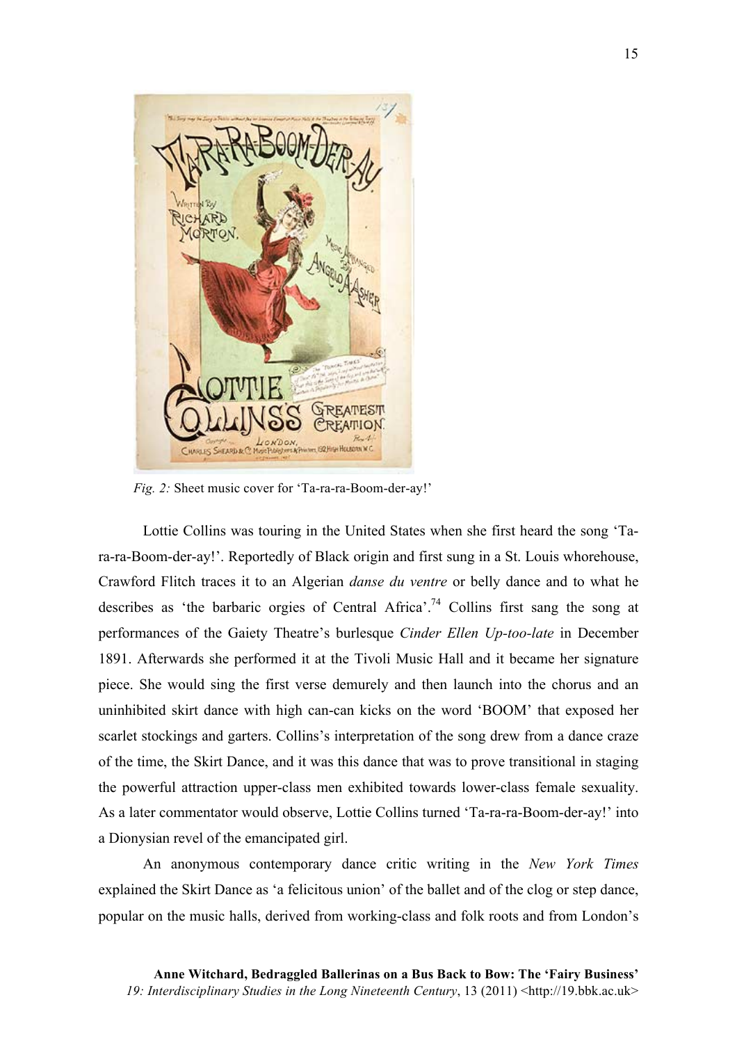*Fig. 2:* Sheet music cover for 'Ta-ra-ra-Boom-der-ay!'

Lottie Collins was touring in the United States when she first heard the song 'Ta-ra-ra-Boom-der-ay!'. Reportedly of Black origin and first sung in a St. Louis whorehouse, Crawford Flitch traces it to an Algerian *danse du ventre* or belly dance and to what he describes as 'the barbaric orgies of Central Africa'.[74] Collins first sang the song at performances of the Gaiety Theatre's burlesque *Cinder Ellen Up-too-late* in December 1891. Afterwards she performed it at the Tivoli Music Hall and it became her signature piece. She would sing the first verse demurely and then launch into the chorus and an uninhibited skirt dance with high can-can kicks on the word 'BOOM' that exposed her scarlet stockings and garters. Collins's interpretation of the song drew from a dance craze of the time, the Skirt Dance, and it was this dance that was to prove transitional in staging the powerful attraction upper-class men exhibited towards lower-class female sexuality. As a later commentator would observe, Lottie Collins turned 'Ta-ra-ra-Boom-der-ay!' into a Dionysian revel of the emancipated girl.

An anonymous contemporary dance critic writing in the *New York Times* explained the Skirt Dance as 'a felicitous union' of the ballet and of the clog or step dance, popular on the music halls, derived from working-class and folk roots and from London's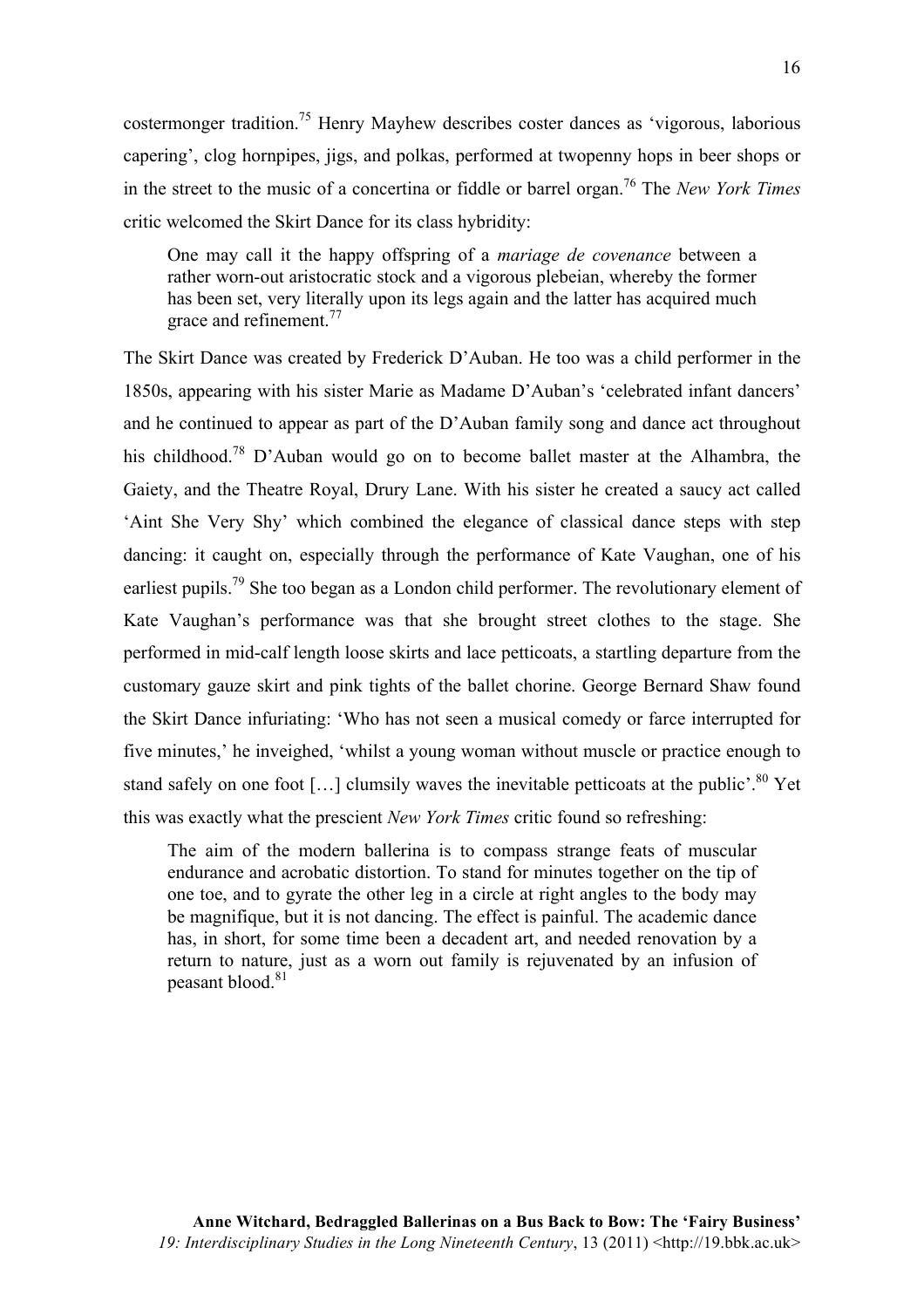costermonger tradition.[75] Henry Mayhew describes coster dances as 'vigorous, laborious capering', clog hornpipes, jigs, and polkas, performed at twopenny hops in beer shops or in the street to the music of a concertina or fiddle or barrel organ.[76] The *New York Times* critic welcomed the Skirt Dance for its class hybridity:

> One may call it the happy offspring of a *mariage de covenance* between a rather worn-out aristocratic stock and a vigorous plebeian, whereby the former has been set, very literally upon its legs again and the latter has acquired much grace and refinement.[77]

The Skirt Dance was created by Frederick D'Auban. He too was a child performer in the 1850s, appearing with his sister Marie as Madame D'Auban's 'celebrated infant dancers' and he continued to appear as part of the D'Auban family song and dance act throughout his childhood.[78] D'Auban would go on to become ballet master at the Alhambra, the Gaiety, and the Theatre Royal, Drury Lane. With his sister he created a saucy act called 'Aint She Very Shy' which combined the elegance of classical dance steps with step dancing: it caught on, especially through the performance of Kate Vaughan, one of his earliest pupils.[79] She too began as a London child performer. The revolutionary element of Kate Vaughan's performance was that she brought street clothes to the stage. She performed in mid-calf length loose skirts and lace petticoats, a startling departure from the customary gauze skirt and pink tights of the ballet chorine. George Bernard Shaw found the Skirt Dance infuriating: 'Who has not seen a musical comedy or farce interrupted for five minutes,' he inveighed, 'whilst a young woman without muscle or practice enough to stand safely on one foot […] clumsily waves the inevitable petticoats at the public'.[80] Yet this was exactly what the prescient *New York Times* critic found so refreshing:

> The aim of the modern ballerina is to compass strange feats of muscular endurance and acrobatic distortion. To stand for minutes together on the tip of one toe, and to gyrate the other leg in a circle at right angles to the body may be magnifique, but it is not dancing. The effect is painful. The academic dance has, in short, for some time been a decadent art, and needed renovation by a return to nature, just as a worn out family is rejuvenated by an infusion of peasant blood.[81]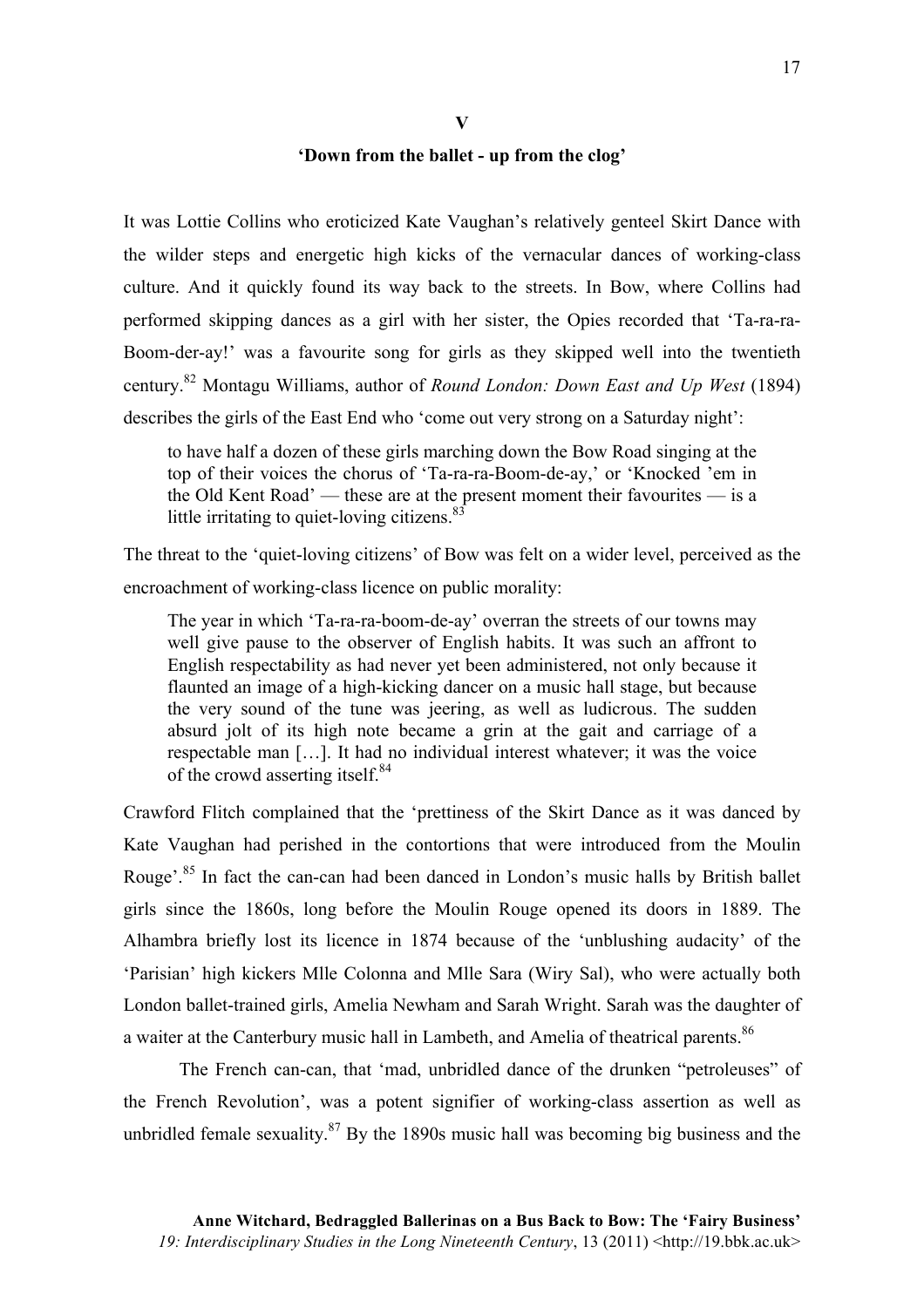## V

## 'Down from the ballet - up from the clog'

It was Lottie Collins who eroticized Kate Vaughan's relatively genteel Skirt Dance with the wilder steps and energetic high kicks of the vernacular dances of working-class culture. And it quickly found its way back to the streets. In Bow, where Collins had performed skipping dances as a girl with her sister, the Opies recorded that 'Ta-ra-ra-Boom-der-ay!' was a favourite song for girls as they skipped well into the twentieth century.[82] Montagu Williams, author of *Round London: Down East and Up West* (1894) describes the girls of the East End who 'come out very strong on a Saturday night':

> to have half a dozen of these girls marching down the Bow Road singing at the top of their voices the chorus of 'Ta-ra-ra-Boom-de-ay,' or 'Knocked 'em in the Old Kent Road' — these are at the present moment their favourites — is a little irritating to quiet-loving citizens.[83]

The threat to the 'quiet-loving citizens' of Bow was felt on a wider level, perceived as the encroachment of working-class licence on public morality:

> The year in which 'Ta-ra-ra-boom-de-ay' overran the streets of our towns may well give pause to the observer of English habits. It was such an affront to English respectability as had never yet been administered, not only because it flaunted an image of a high-kicking dancer on a music hall stage, but because the very sound of the tune was jeering, as well as ludicrous. The sudden absurd jolt of its high note became a grin at the gait and carriage of a respectable man […]. It had no individual interest whatever; it was the voice of the crowd asserting itself.[84]

Crawford Flitch complained that the 'prettiness of the Skirt Dance as it was danced by Kate Vaughan had perished in the contortions that were introduced from the Moulin Rouge'.[85] In fact the can-can had been danced in London's music halls by British ballet girls since the 1860s, long before the Moulin Rouge opened its doors in 1889. The Alhambra briefly lost its licence in 1874 because of the 'unblushing audacity' of the 'Parisian' high kickers Mlle Colonna and Mlle Sara (Wiry Sal), who were actually both London ballet-trained girls, Amelia Newham and Sarah Wright. Sarah was the daughter of a waiter at the Canterbury music hall in Lambeth, and Amelia of theatrical parents.[86]

The French can-can, that 'mad, unbridled dance of the drunken "petroleuses" of the French Revolution', was a potent signifier of working-class assertion as well as unbridled female sexuality.[87] By the 1890s music hall was becoming big business and the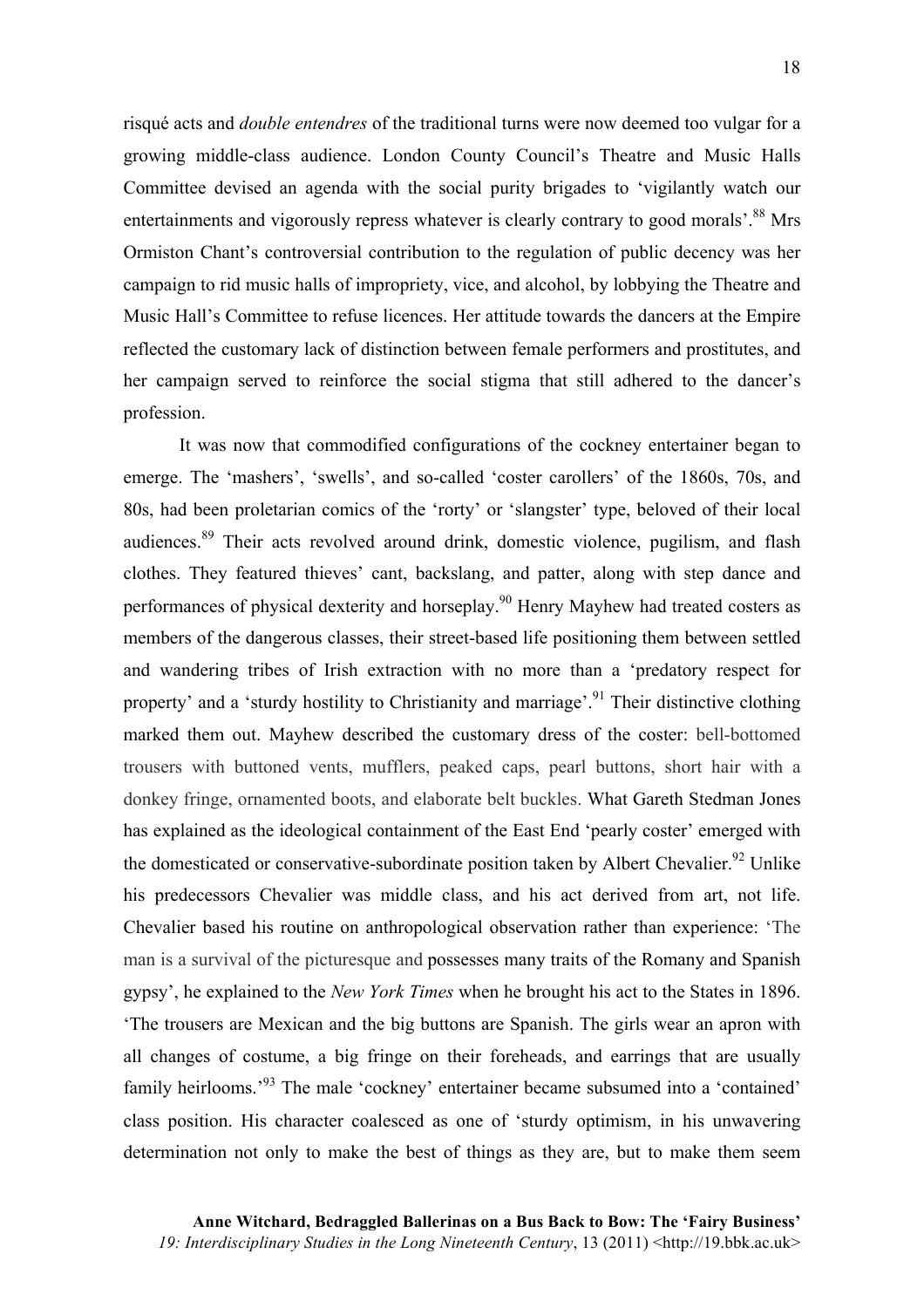risqué acts and *double entendres* of the traditional turns were now deemed too vulgar for a growing middle-class audience. London County Council's Theatre and Music Halls Committee devised an agenda with the social purity brigades to 'vigilantly watch our entertainments and vigorously repress whatever is clearly contrary to good morals'.[88] Mrs Ormiston Chant's controversial contribution to the regulation of public decency was her campaign to rid music halls of impropriety, vice, and alcohol, by lobbying the Theatre and Music Hall's Committee to refuse licences. Her attitude towards the dancers at the Empire reflected the customary lack of distinction between female performers and prostitutes, and her campaign served to reinforce the social stigma that still adhered to the dancer's profession.

It was now that commodified configurations of the cockney entertainer began to emerge. The 'mashers', 'swells', and so-called 'coster carollers' of the 1860s, 70s, and 80s, had been proletarian comics of the 'rorty' or 'slangster' type, beloved of their local audiences.[89] Their acts revolved around drink, domestic violence, pugilism, and flash clothes. They featured thieves' cant, backslang, and patter, along with step dance and performances of physical dexterity and horseplay.[90] Henry Mayhew had treated costers as members of the dangerous classes, their street-based life positioning them between settled and wandering tribes of Irish extraction with no more than a 'predatory respect for property' and a 'sturdy hostility to Christianity and marriage'.[91] Their distinctive clothing marked them out. Mayhew described the customary dress of the coster: bell-bottomed trousers with buttoned vents, mufflers, peaked caps, pearl buttons, short hair with a donkey fringe, ornamented boots, and elaborate belt buckles. What Gareth Stedman Jones has explained as the ideological containment of the East End 'pearly coster' emerged with the domesticated or conservative-subordinate position taken by Albert Chevalier.[92] Unlike his predecessors Chevalier was middle class, and his act derived from art, not life. Chevalier based his routine on anthropological observation rather than experience: 'The man is a survival of the picturesque and possesses many traits of the Romany and Spanish gypsy', he explained to the *New York Times* when he brought his act to the States in 1896. 'The trousers are Mexican and the big buttons are Spanish. The girls wear an apron with all changes of costume, a big fringe on their foreheads, and earrings that are usually family heirlooms.'[93] The male 'cockney' entertainer became subsumed into a 'contained' class position. His character coalesced as one of 'sturdy optimism, in his unwavering determination not only to make the best of things as they are, but to make them seem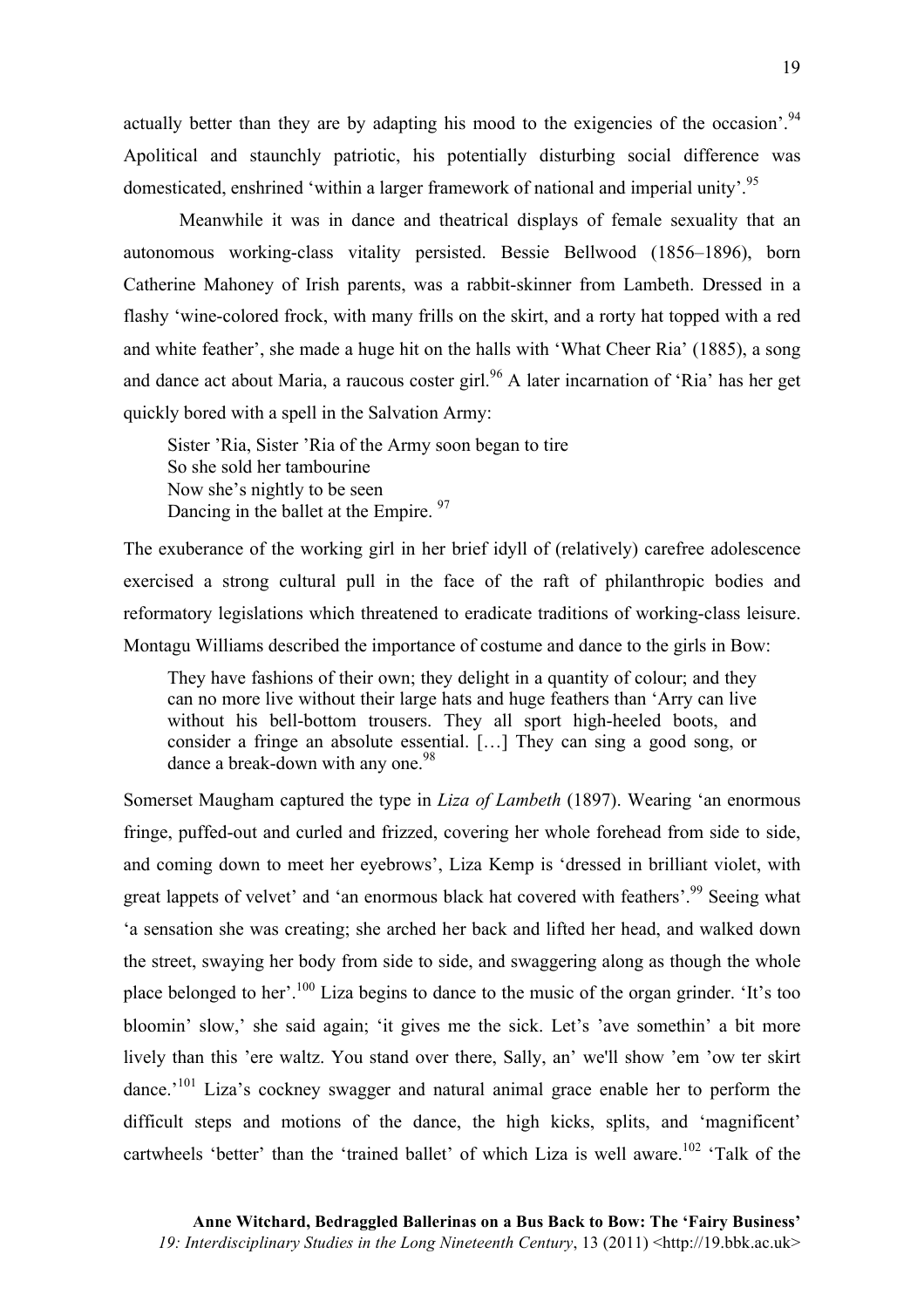actually better than they are by adapting his mood to the exigencies of the occasion'.[94] Apolitical and staunchly patriotic, his potentially disturbing social difference was domesticated, enshrined 'within a larger framework of national and imperial unity'.[95]

Meanwhile it was in dance and theatrical displays of female sexuality that an autonomous working-class vitality persisted. Bessie Bellwood (1856–1896), born Catherine Mahoney of Irish parents, was a rabbit-skinner from Lambeth. Dressed in a flashy 'wine-colored frock, with many frills on the skirt, and a rorty hat topped with a red and white feather', she made a huge hit on the halls with 'What Cheer Ria' (1885), a song and dance act about Maria, a raucous coster girl.[96] A later incarnation of 'Ria' has her get quickly bored with a spell in the Salvation Army:

> Sister 'Ria, Sister 'Ria of the Army soon began to tire
> So she sold her tambourine
> Now she's nightly to be seen
> Dancing in the ballet at the Empire. [97]

The exuberance of the working girl in her brief idyll of (relatively) carefree adolescence exercised a strong cultural pull in the face of the raft of philanthropic bodies and reformatory legislations which threatened to eradicate traditions of working-class leisure. Montagu Williams described the importance of costume and dance to the girls in Bow:

> They have fashions of their own; they delight in a quantity of colour; and they can no more live without their large hats and huge feathers than 'Arry can live without his bell-bottom trousers. They all sport high-heeled boots, and consider a fringe an absolute essential. […] They can sing a good song, or dance a break-down with any one.[98]

Somerset Maugham captured the type in *Liza of Lambeth* (1897). Wearing 'an enormous fringe, puffed-out and curled and frizzed, covering her whole forehead from side to side, and coming down to meet her eyebrows', Liza Kemp is 'dressed in brilliant violet, with great lappets of velvet' and 'an enormous black hat covered with feathers'.[99] Seeing what 'a sensation she was creating; she arched her back and lifted her head, and walked down the street, swaying her body from side to side, and swaggering along as though the whole place belonged to her'.[100] Liza begins to dance to the music of the organ grinder. 'It's too bloomin' slow,' she said again; 'it gives me the sick. Let's 'ave somethin' a bit more lively than this 'ere waltz. You stand over there, Sally, an' we'll show 'em 'ow ter skirt dance.'[101] Liza's cockney swagger and natural animal grace enable her to perform the difficult steps and motions of the dance, the high kicks, splits, and 'magnificent' cartwheels 'better' than the 'trained ballet' of which Liza is well aware.[102] 'Talk of the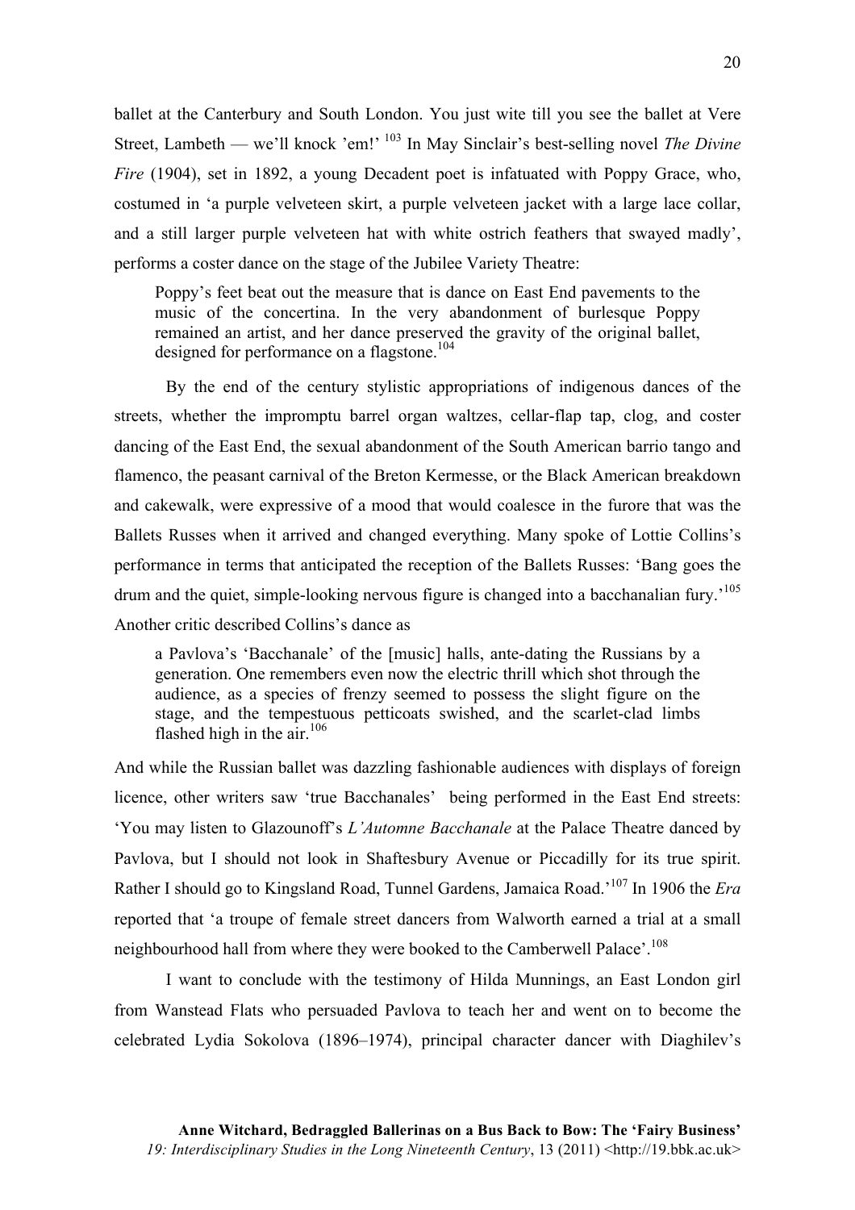ballet at the Canterbury and South London. You just wite till you see the ballet at Vere Street, Lambeth — we'll knock 'em!' [103] In May Sinclair's best-selling novel *The Divine Fire* (1904), set in 1892, a young Decadent poet is infatuated with Poppy Grace, who, costumed in 'a purple velveteen skirt, a purple velveteen jacket with a large lace collar, and a still larger purple velveteen hat with white ostrich feathers that swayed madly', performs a coster dance on the stage of the Jubilee Variety Theatre:

> Poppy's feet beat out the measure that is dance on East End pavements to the music of the concertina. In the very abandonment of burlesque Poppy remained an artist, and her dance preserved the gravity of the original ballet, designed for performance on a flagstone.[104]

By the end of the century stylistic appropriations of indigenous dances of the streets, whether the impromptu barrel organ waltzes, cellar-flap tap, clog, and coster dancing of the East End, the sexual abandonment of the South American barrio tango and flamenco, the peasant carnival of the Breton Kermesse, or the Black American breakdown and cakewalk, were expressive of a mood that would coalesce in the furore that was the Ballets Russes when it arrived and changed everything. Many spoke of Lottie Collins's performance in terms that anticipated the reception of the Ballets Russes: 'Bang goes the drum and the quiet, simple-looking nervous figure is changed into a bacchanalian fury.'[105] Another critic described Collins's dance as

> a Pavlova's 'Bacchanale' of the [music] halls, ante-dating the Russians by a generation. One remembers even now the electric thrill which shot through the audience, as a species of frenzy seemed to possess the slight figure on the stage, and the tempestuous petticoats swished, and the scarlet-clad limbs flashed high in the air.[106]

And while the Russian ballet was dazzling fashionable audiences with displays of foreign licence, other writers saw 'true Bacchanales' being performed in the East End streets: 'You may listen to Glazounoff's *L'Automne Bacchanale* at the Palace Theatre danced by Pavlova, but I should not look in Shaftesbury Avenue or Piccadilly for its true spirit. Rather I should go to Kingsland Road, Tunnel Gardens, Jamaica Road.'[107] In 1906 the *Era* reported that 'a troupe of female street dancers from Walworth earned a trial at a small neighbourhood hall from where they were booked to the Camberwell Palace'.[108]

I want to conclude with the testimony of Hilda Munnings, an East London girl from Wanstead Flats who persuaded Pavlova to teach her and went on to become the celebrated Lydia Sokolova (1896–1974), principal character dancer with Diaghilev's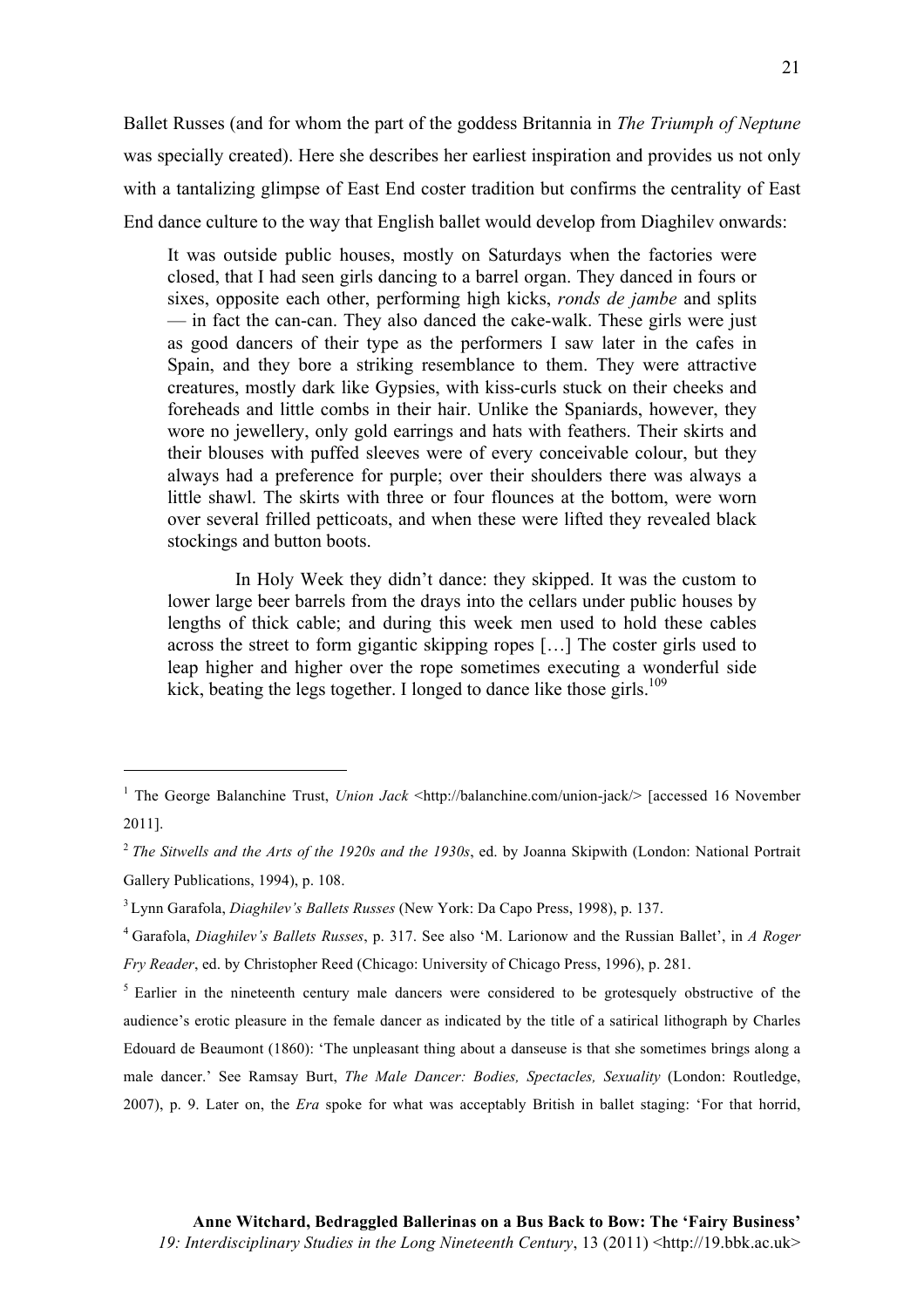Ballet Russes (and for whom the part of the goddess Britannia in *The Triumph of Neptune* was specially created). Here she describes her earliest inspiration and provides us not only with a tantalizing glimpse of East End coster tradition but confirms the centrality of East End dance culture to the way that English ballet would develop from Diaghilev onwards:

> It was outside public houses, mostly on Saturdays when the factories were closed, that I had seen girls dancing to a barrel organ. They danced in fours or sixes, opposite each other, performing high kicks, *ronds de jambe* and splits — in fact the can-can. They also danced the cake-walk. These girls were just as good dancers of their type as the performers I saw later in the cafes in Spain, and they bore a striking resemblance to them. They were attractive creatures, mostly dark like Gypsies, with kiss-curls stuck on their cheeks and foreheads and little combs in their hair. Unlike the Spaniards, however, they wore no jewellery, only gold earrings and hats with feathers. Their skirts and their blouses with puffed sleeves were of every conceivable colour, but they always had a preference for purple; over their shoulders there was always a little shawl. The skirts with three or four flounces at the bottom, were worn over several frilled petticoats, and when these were lifted they revealed black stockings and button boots.
>
> In Holy Week they didn't dance: they skipped. It was the custom to lower large beer barrels from the drays into the cellars under public houses by lengths of thick cable; and during this week men used to hold these cables across the street to form gigantic skipping ropes […] The coster girls used to leap higher and higher over the rope sometimes executing a wonderful side kick, beating the legs together. I longed to dance like those girls.[109]

---

[1] The George Balanchine Trust, *Union Jack* <http://balanchine.com/union-jack/> [accessed 16 November 2011].

[2] *The Sitwells and the Arts of the 1920s and the 1930s*, ed. by Joanna Skipwith (London: National Portrait Gallery Publications, 1994), p. 108.

[3] Lynn Garafola, *Diaghilev's Ballets Russes* (New York: Da Capo Press, 1998), p. 137.

[4] Garafola, *Diaghilev's Ballets Russes*, p. 317. See also 'M. Larionow and the Russian Ballet', in *A Roger Fry Reader*, ed. by Christopher Reed (Chicago: University of Chicago Press, 1996), p. 281.

[5] Earlier in the nineteenth century male dancers were considered to be grotesquely obstructive of the audience's erotic pleasure in the female dancer as indicated by the title of a satirical lithograph by Charles Edouard de Beaumont (1860): 'The unpleasant thing about a danseuse is that she sometimes brings along a male dancer.' See Ramsay Burt, *The Male Dancer: Bodies, Spectacles, Sexuality* (London: Routledge, 2007), p. 9. Later on, the *Era* spoke for what was acceptably British in ballet staging: 'For that horrid,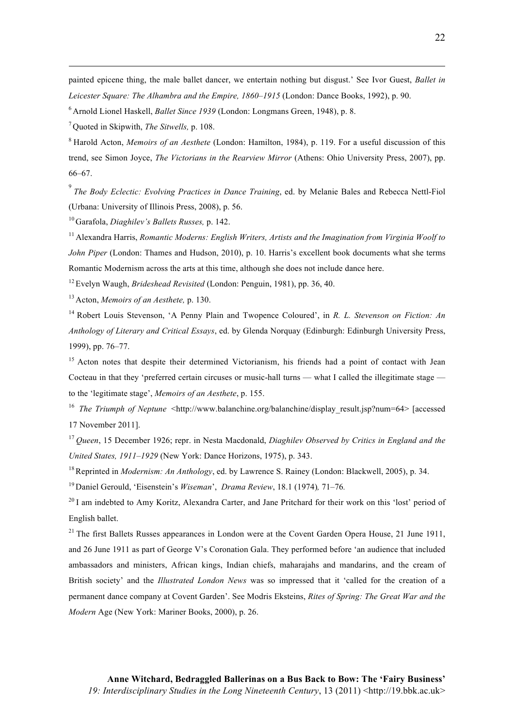painted epicene thing, the male ballet dancer, we entertain nothing but disgust.' See Ivor Guest, *Ballet in Leicester Square: The Alhambra and the Empire, 1860–1915* (London: Dance Books, 1992), p. 90.

[6] Arnold Lionel Haskell, *Ballet Since 1939* (London: Longmans Green, 1948), p. 8.

[7] Quoted in Skipwith, *The Sitwells,* p. 108.

[8] Harold Acton, *Memoirs of an Aesthete* (London: Hamilton, 1984), p. 119. For a useful discussion of this trend, see Simon Joyce, *The Victorians in the Rearview Mirror* (Athens: Ohio University Press, 2007), pp. 66–67.

[9] *The Body Eclectic: Evolving Practices in Dance Training*, ed. by Melanie Bales and Rebecca Nettl-Fiol (Urbana: University of Illinois Press, 2008), p. 56.

[10] Garafola, *Diaghilev's Ballets Russes,* p. 142.

[11] Alexandra Harris, *Romantic Moderns: English Writers, Artists and the Imagination from Virginia Woolf to John Piper* (London: Thames and Hudson, 2010), p. 10. Harris's excellent book documents what she terms Romantic Modernism across the arts at this time, although she does not include dance here.

[12] Evelyn Waugh, *Brideshead Revisited* (London: Penguin, 1981), pp. 36, 40.

[13] Acton, *Memoirs of an Aesthete,* p. 130.

[14] Robert Louis Stevenson, 'A Penny Plain and Twopence Coloured', in *R. L. Stevenson on Fiction: An Anthology of Literary and Critical Essays*, ed. by Glenda Norquay (Edinburgh: Edinburgh University Press, 1999), pp. 76–77.

[15] Acton notes that despite their determined Victorianism, his friends had a point of contact with Jean Cocteau in that they 'preferred certain circuses or music-hall turns — what I called the illegitimate stage — to the 'legitimate stage', *Memoirs of an Aesthete*, p. 155.

[16] *The Triumph of Neptune* <http://www.balanchine.org/balanchine/display_result.jsp?num=64> [accessed 17 November 2011].

[17] *Queen*, 15 December 1926; repr. in Nesta Macdonald, *Diaghilev Observed by Critics in England and the United States, 1911–1929* (New York: Dance Horizons, 1975), p. 343.

[18] Reprinted in *Modernism: An Anthology*, ed. by Lawrence S. Rainey (London: Blackwell, 2005), p. 34.

[19] Daniel Gerould, 'Eisenstein's *Wiseman*', *Drama Review*, 18.1 (1974), 71–76.

[20] I am indebted to Amy Koritz, Alexandra Carter, and Jane Pritchard for their work on this 'lost' period of English ballet.

[21] The first Ballets Russes appearances in London were at the Covent Garden Opera House, 21 June 1911, and 26 June 1911 as part of George V's Coronation Gala. They performed before 'an audience that included ambassadors and ministers, African kings, Indian chiefs, maharajahs and mandarins, and the cream of British society' and the *Illustrated London News* was so impressed that it 'called for the creation of a permanent dance company at Covent Garden'. See Modris Eksteins, *Rites of Spring: The Great War and the Modern* Age (New York: Mariner Books, 2000), p. 26.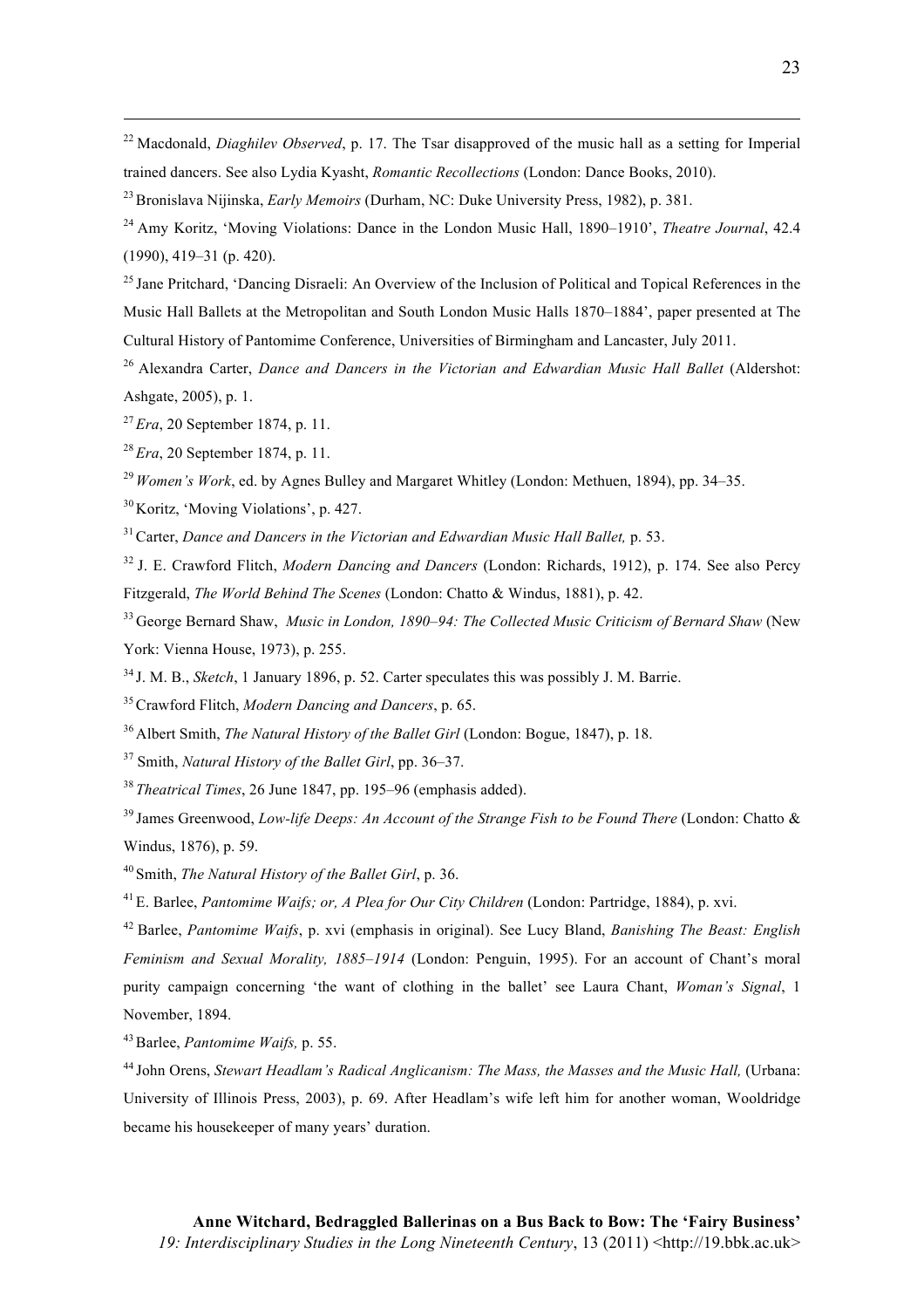[22] Macdonald, *Diaghilev Observed*, p. 17. The Tsar disapproved of the music hall as a setting for Imperial trained dancers. See also Lydia Kyasht, *Romantic Recollections* (London: Dance Books, 2010).

[23] Bronislava Nijinska, *Early Memoirs* (Durham, NC: Duke University Press, 1982), p. 381.

[24] Amy Koritz, 'Moving Violations: Dance in the London Music Hall, 1890–1910', *Theatre Journal*, 42.4 (1990), 419–31 (p. 420).

[25] Jane Pritchard, 'Dancing Disraeli: An Overview of the Inclusion of Political and Topical References in the Music Hall Ballets at the Metropolitan and South London Music Halls 1870–1884', paper presented at The Cultural History of Pantomime Conference, Universities of Birmingham and Lancaster, July 2011.

[26] Alexandra Carter, *Dance and Dancers in the Victorian and Edwardian Music Hall Ballet* (Aldershot: Ashgate, 2005), p. 1.

[27] *Era*, 20 September 1874, p. 11.

[28] *Era*, 20 September 1874, p. 11.

[29] *Women's Work*, ed. by Agnes Bulley and Margaret Whitley (London: Methuen, 1894), pp. 34–35.

[30] Koritz, 'Moving Violations', p. 427.

[31] Carter, *Dance and Dancers in the Victorian and Edwardian Music Hall Ballet,* p. 53.

[32] J. E. Crawford Flitch, *Modern Dancing and Dancers* (London: Richards, 1912), p. 174. See also Percy Fitzgerald, *The World Behind The Scenes* (London: Chatto & Windus, 1881), p. 42.

[33] George Bernard Shaw, *Music in London, 1890–94: The Collected Music Criticism of Bernard Shaw* (New York: Vienna House, 1973), p. 255.

[34] J. M. B., *Sketch*, 1 January 1896, p. 52. Carter speculates this was possibly J. M. Barrie.

[35] Crawford Flitch, *Modern Dancing and Dancers*, p. 65.

[36] Albert Smith, *The Natural History of the Ballet Girl* (London: Bogue, 1847), p. 18.

[37] Smith, *Natural History of the Ballet Girl*, pp. 36–37.

[38] *Theatrical Times*, 26 June 1847, pp. 195–96 (emphasis added).

[39] James Greenwood, *Low-life Deeps: An Account of the Strange Fish to be Found There* (London: Chatto & Windus, 1876), p. 59.

[40] Smith, *The Natural History of the Ballet Girl*, p. 36.

[41] E. Barlee, *Pantomime Waifs; or, A Plea for Our City Children* (London: Partridge, 1884), p. xvi.

[42] Barlee, *Pantomime Waifs*, p. xvi (emphasis in original). See Lucy Bland, *Banishing The Beast: English Feminism and Sexual Morality, 1885–1914* (London: Penguin, 1995). For an account of Chant's moral purity campaign concerning 'the want of clothing in the ballet' see Laura Chant, *Woman's Signal*, 1 November, 1894.

[43] Barlee, *Pantomime Waifs,* p. 55.

[44] John Orens, *Stewart Headlam's Radical Anglicanism: The Mass, the Masses and the Music Hall,* (Urbana: University of Illinois Press, 2003), p. 69. After Headlam's wife left him for another woman, Wooldridge became his housekeeper of many years' duration.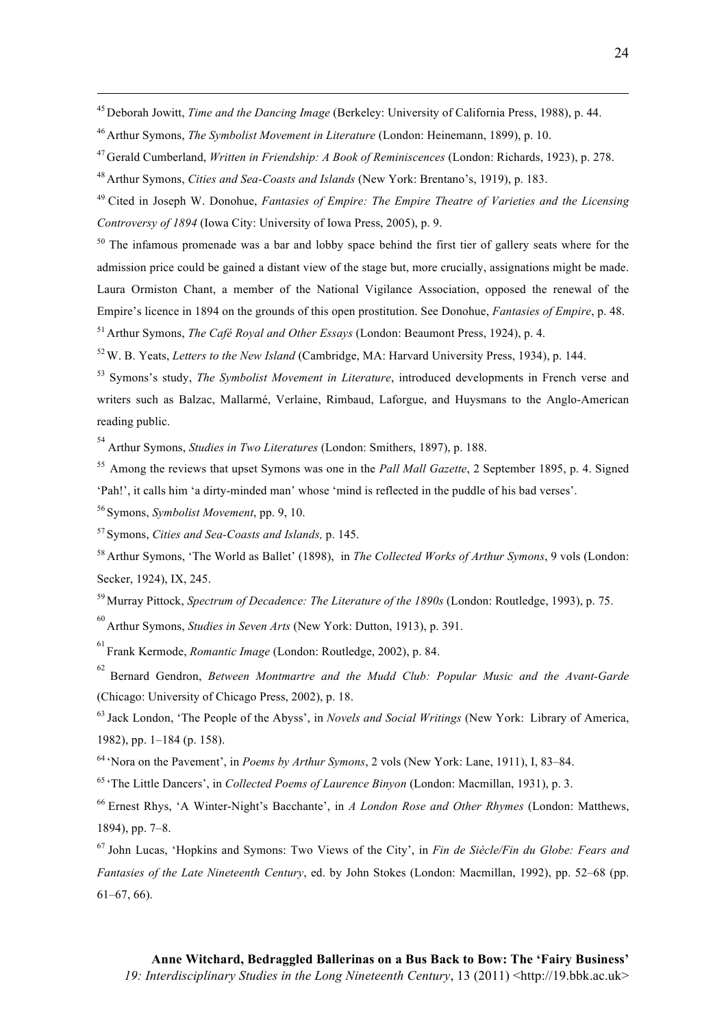[45] Deborah Jowitt, *Time and the Dancing Image* (Berkeley: University of California Press, 1988), p. 44.

[46] Arthur Symons, *The Symbolist Movement in Literature* (London: Heinemann, 1899), p. 10.

[47] Gerald Cumberland, *Written in Friendship: A Book of Reminiscences* (London: Richards, 1923), p. 278.

[48] Arthur Symons, *Cities and Sea-Coasts and Islands* (New York: Brentano's, 1919), p. 183.

[49] Cited in Joseph W. Donohue, *Fantasies of Empire: The Empire Theatre of Varieties and the Licensing Controversy of 1894* (Iowa City: University of Iowa Press, 2005), p. 9.

[50] The infamous promenade was a bar and lobby space behind the first tier of gallery seats where for the admission price could be gained a distant view of the stage but, more crucially, assignations might be made. Laura Ormiston Chant, a member of the National Vigilance Association, opposed the renewal of the Empire's licence in 1894 on the grounds of this open prostitution. See Donohue, *Fantasies of Empire*, p. 48.

[51] Arthur Symons, *The Café Royal and Other Essays* (London: Beaumont Press, 1924), p. 4.

[52] W. B. Yeats, *Letters to the New Island* (Cambridge, MA: Harvard University Press, 1934), p. 144.

[53] Symons's study, *The Symbolist Movement in Literature*, introduced developments in French verse and writers such as Balzac, Mallarmé, Verlaine, Rimbaud, Laforgue, and Huysmans to the Anglo-American reading public.

[54] Arthur Symons, *Studies in Two Literatures* (London: Smithers, 1897), p. 188.

[55] Among the reviews that upset Symons was one in the *Pall Mall Gazette*, 2 September 1895, p. 4. Signed 'Pah!', it calls him 'a dirty-minded man' whose 'mind is reflected in the puddle of his bad verses'.

[56] Symons, *Symbolist Movement*, pp. 9, 10.

[57] Symons, *Cities and Sea-Coasts and Islands,* p. 145.

[58] Arthur Symons, 'The World as Ballet' (1898), in *The Collected Works of Arthur Symons*, 9 vols (London: Secker, 1924), IX, 245.

[59] Murray Pittock, *Spectrum of Decadence: The Literature of the 1890s* (London: Routledge, 1993), p. 75.

[60] Arthur Symons, *Studies in Seven Arts* (New York: Dutton, 1913), p. 391.

[61] Frank Kermode, *Romantic Image* (London: Routledge, 2002), p. 84.

[62] Bernard Gendron, *Between Montmartre and the Mudd Club: Popular Music and the Avant-Garde* (Chicago: University of Chicago Press, 2002), p. 18.

[63] Jack London, 'The People of the Abyss', in *Novels and Social Writings* (New York: Library of America, 1982), pp. 1–184 (p. 158).

[64] 'Nora on the Pavement', in *Poems by Arthur Symons*, 2 vols (New York: Lane, 1911), I, 83–84.

[65] 'The Little Dancers', in *Collected Poems of Laurence Binyon* (London: Macmillan, 1931), p. 3.

[66] Ernest Rhys, 'A Winter-Night's Bacchante', in *A London Rose and Other Rhymes* (London: Matthews, 1894), pp. 7–8.

[67] John Lucas, 'Hopkins and Symons: Two Views of the City', in *Fin de Siècle/Fin du Globe: Fears and Fantasies of the Late Nineteenth Century*, ed. by John Stokes (London: Macmillan, 1992), pp. 52–68 (pp. 61–67, 66).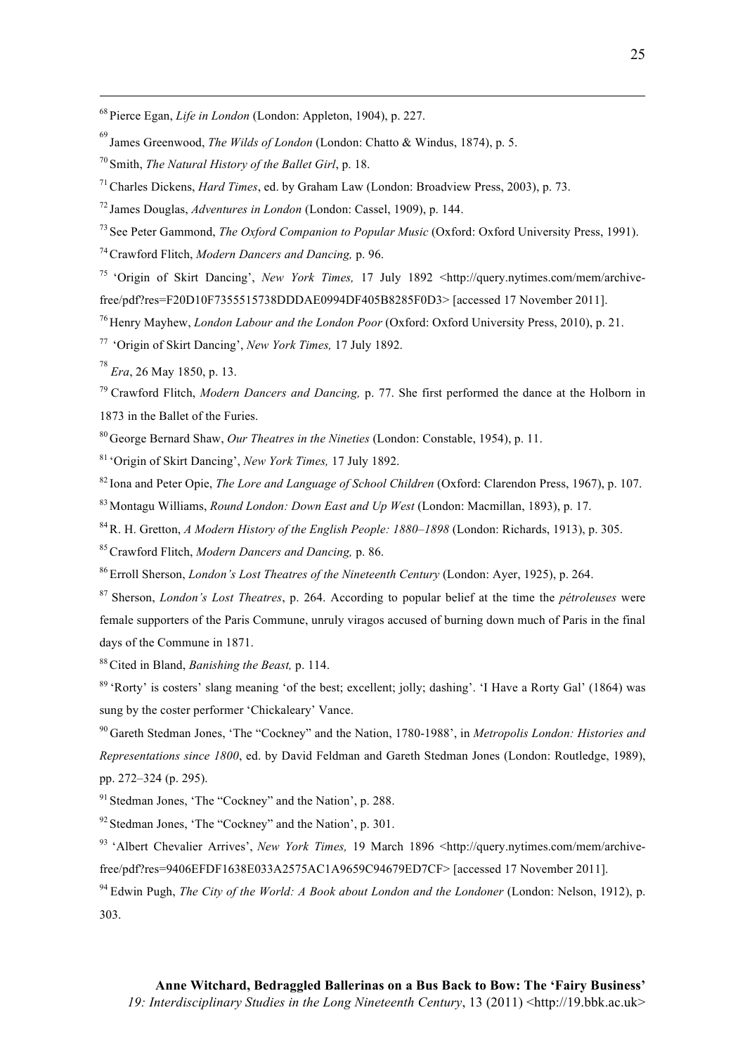[68] Pierce Egan, *Life in London* (London: Appleton, 1904), p. 227.

[69] James Greenwood, *The Wilds of London* (London: Chatto & Windus, 1874), p. 5.

[70] Smith, *The Natural History of the Ballet Girl*, p. 18.

[71] Charles Dickens, *Hard Times*, ed. by Graham Law (London: Broadview Press, 2003), p. 73.

[72] James Douglas, *Adventures in London* (London: Cassel, 1909), p. 144.

[73] See Peter Gammond, *The Oxford Companion to Popular Music* (Oxford: Oxford University Press, 1991).

[74] Crawford Flitch, *Modern Dancers and Dancing,* p. 96.

[75] 'Origin of Skirt Dancing', *New York Times,* 17 July 1892 <http://query.nytimes.com/mem/archive-free/pdf?res=F20D10F7355515738DDDAE0994DF405B8285F0D3> [accessed 17 November 2011].

[76] Henry Mayhew, *London Labour and the London Poor* (Oxford: Oxford University Press, 2010), p. 21.

[77] 'Origin of Skirt Dancing', *New York Times,* 17 July 1892.

[78] *Era*, 26 May 1850, p. 13.

[79] Crawford Flitch, *Modern Dancers and Dancing,* p. 77. She first performed the dance at the Holborn in 1873 in the Ballet of the Furies.

[80] George Bernard Shaw, *Our Theatres in the Nineties* (London: Constable, 1954), p. 11.

[81] 'Origin of Skirt Dancing', *New York Times,* 17 July 1892.

[82] Iona and Peter Opie, *The Lore and Language of School Children* (Oxford: Clarendon Press, 1967), p. 107.

[83] Montagu Williams, *Round London: Down East and Up West* (London: Macmillan, 1893), p. 17.

[84] R. H. Gretton, *A Modern History of the English People: 1880–1898* (London: Richards, 1913), p. 305.

[85] Crawford Flitch, *Modern Dancers and Dancing,* p. 86.

[86] Erroll Sherson, *London's Lost Theatres of the Nineteenth Century* (London: Ayer, 1925), p. 264.

[87] Sherson, *London's Lost Theatres*, p. 264. According to popular belief at the time the *pétroleuses* were female supporters of the Paris Commune, unruly viragos accused of burning down much of Paris in the final days of the Commune in 1871.

[88] Cited in Bland, *Banishing the Beast,* p. 114.

[89] 'Rorty' is costers' slang meaning 'of the best; excellent; jolly; dashing'. 'I Have a Rorty Gal' (1864) was sung by the coster performer 'Chickaleary' Vance.

[90] Gareth Stedman Jones, 'The "Cockney" and the Nation, 1780-1988', in *Metropolis London: Histories and Representations since 1800*, ed. by David Feldman and Gareth Stedman Jones (London: Routledge, 1989), pp. 272–324 (p. 295).

[91] Stedman Jones, 'The "Cockney" and the Nation', p. 288.

[92] Stedman Jones, 'The "Cockney" and the Nation', p. 301.

[93] 'Albert Chevalier Arrives', *New York Times,* 19 March 1896 <http://query.nytimes.com/mem/archive-free/pdf?res=9406EFDF1638E033A2575AC1A9659C94679ED7CF> [accessed 17 November 2011].

[94] Edwin Pugh, *The City of the World: A Book about London and the Londoner* (London: Nelson, 1912), p. 303.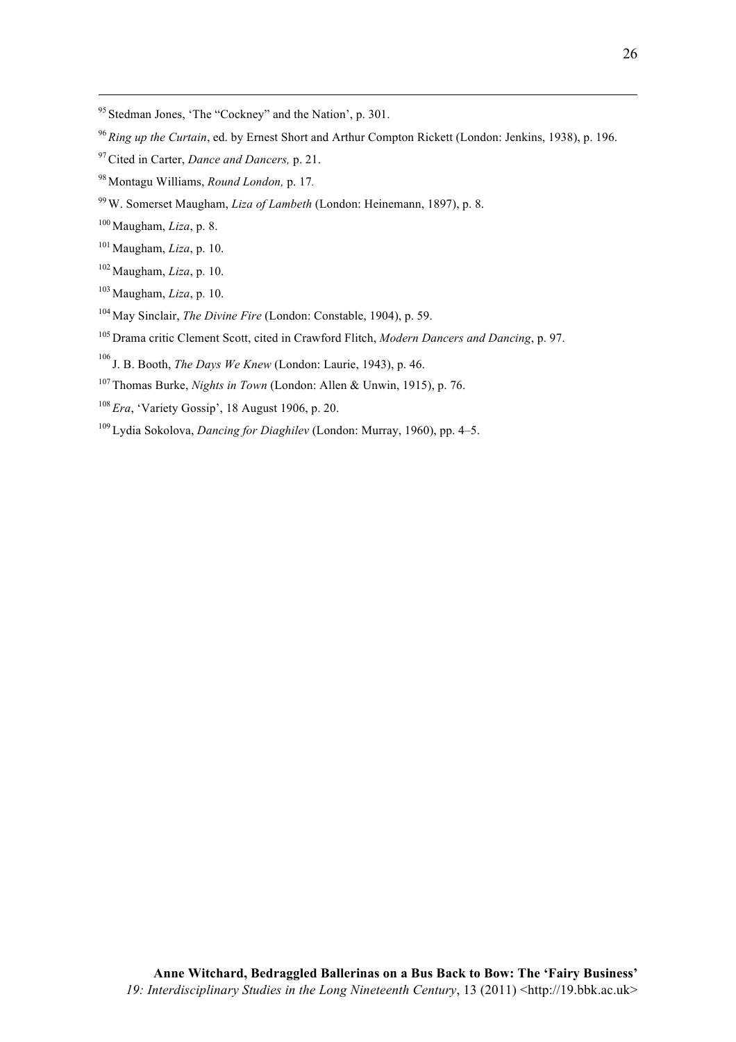[95] Stedman Jones, 'The "Cockney" and the Nation', p. 301.

[96] *Ring up the Curtain*, ed. by Ernest Short and Arthur Compton Rickett (London: Jenkins, 1938), p. 196.

[97] Cited in Carter, *Dance and Dancers,* p. 21.

[98] Montagu Williams, *Round London,* p. 17.

[99] W. Somerset Maugham, *Liza of Lambeth* (London: Heinemann, 1897), p. 8.

[100] Maugham, *Liza*, p. 8.

[101] Maugham, *Liza*, p. 10.

[102] Maugham, *Liza*, p. 10.

[103] Maugham, *Liza*, p. 10.

[104] May Sinclair, *The Divine Fire* (London: Constable, 1904), p. 59.

[105] Drama critic Clement Scott, cited in Crawford Flitch, *Modern Dancers and Dancing*, p. 97.

[106] J. B. Booth, *The Days We Knew* (London: Laurie, 1943), p. 46.

[107] Thomas Burke, *Nights in Town* (London: Allen & Unwin, 1915), p. 76.

[108] *Era*, 'Variety Gossip', 18 August 1906, p. 20.

[109] Lydia Sokolova, *Dancing for Diaghilev* (London: Murray, 1960), pp. 4–5.